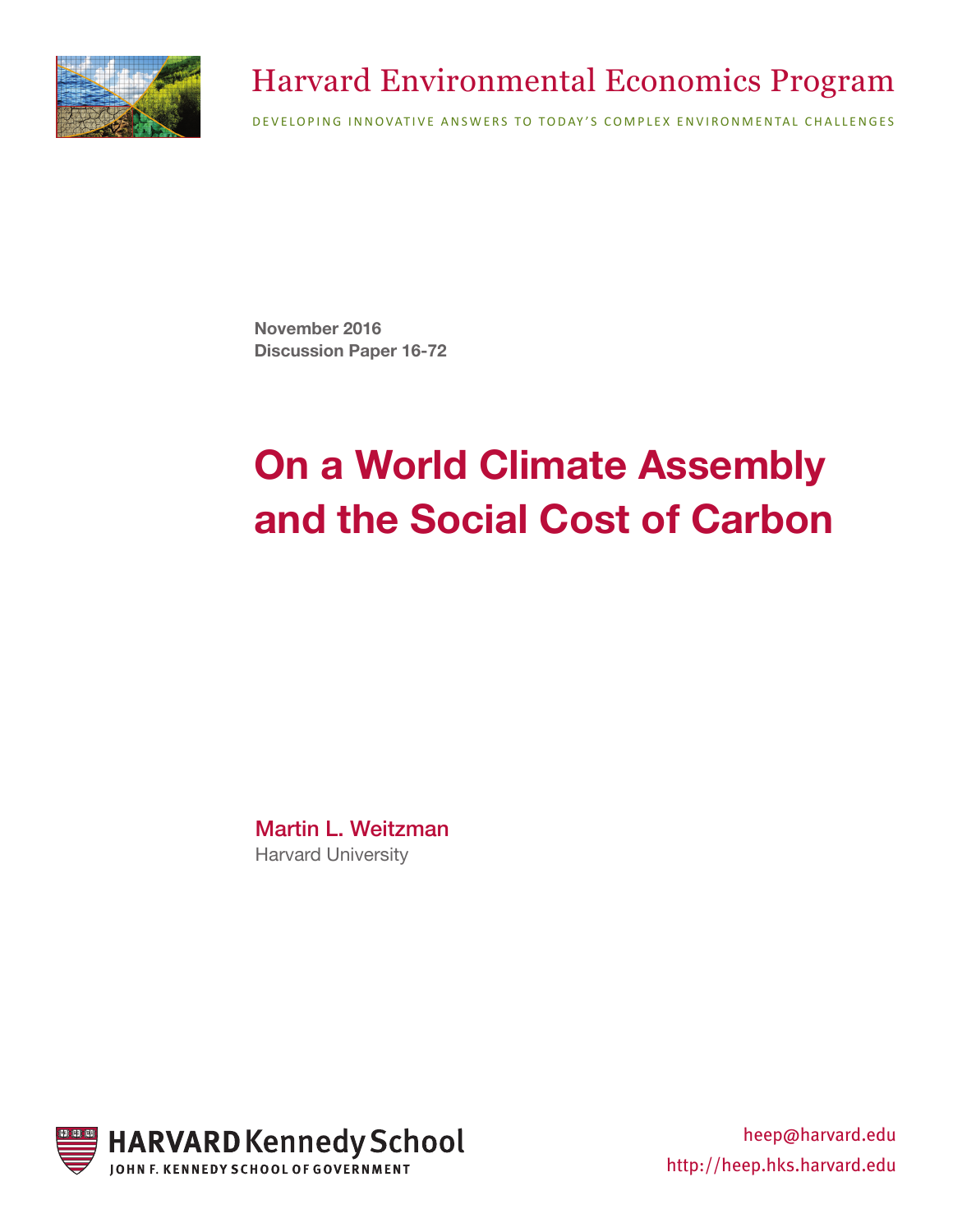Harvard Environmental Economics Program

DEVELOPING INNOVATIVE ANSWERS TO TODAY'S COMPLEX ENVIRONMENTAL CHALLENGES

**November 2016**
**Discussion Paper 16-72**

# On a World Climate Assembly and the Social Cost of Carbon

**Martin L. Weitzman**
Harvard University

HARVARD Kennedy School
JOHN F. KENNEDY SCHOOL OF GOVERNMENT

heep@harvard.edu
http://heep.hks.harvard.edu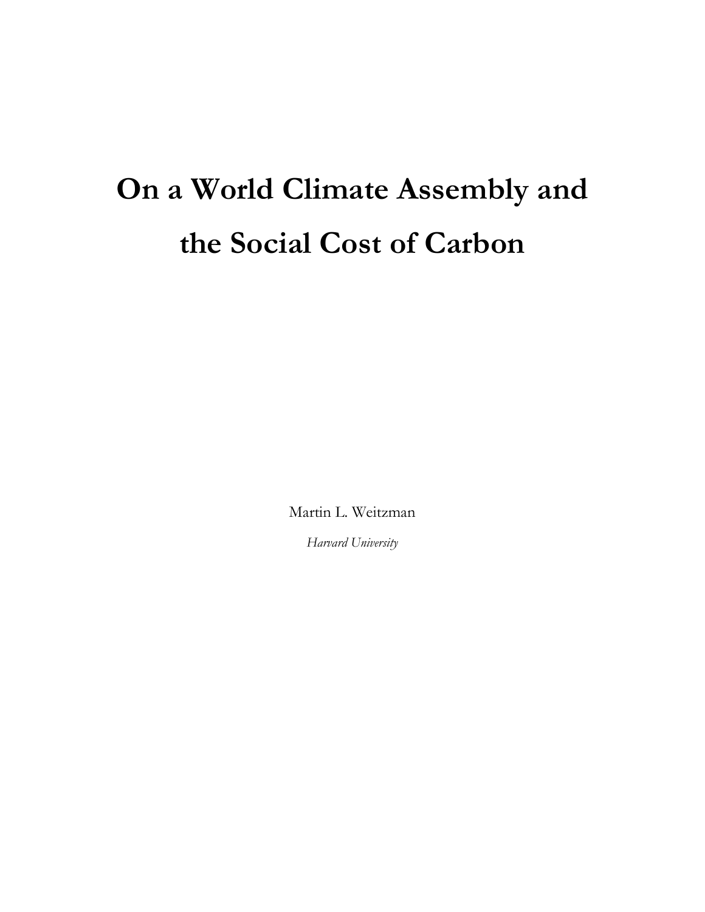# On a World Climate Assembly and the Social Cost of Carbon

Martin L. Weitzman

*Harvard University*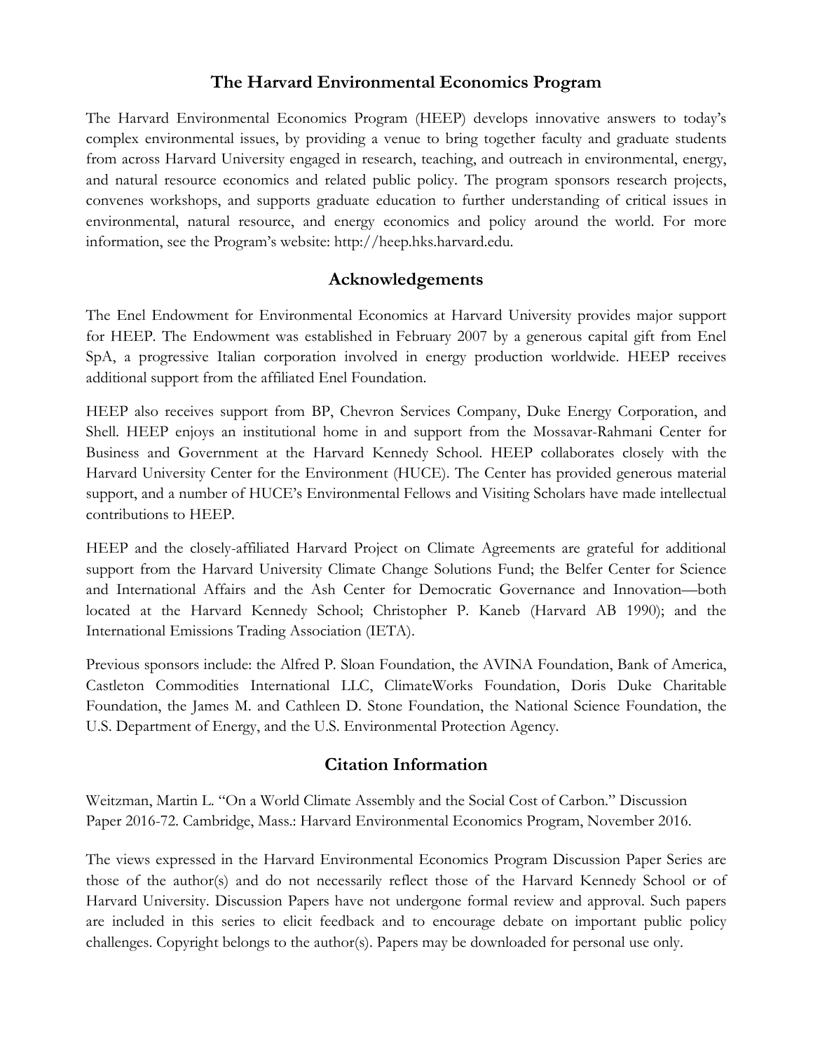## The Harvard Environmental Economics Program

The Harvard Environmental Economics Program (HEEP) develops innovative answers to today's complex environmental issues, by providing a venue to bring together faculty and graduate students from across Harvard University engaged in research, teaching, and outreach in environmental, energy, and natural resource economics and related public policy. The program sponsors research projects, convenes workshops, and supports graduate education to further understanding of critical issues in environmental, natural resource, and energy economics and policy around the world. For more information, see the Program's website: http://heep.hks.harvard.edu.

## Acknowledgements

The Enel Endowment for Environmental Economics at Harvard University provides major support for HEEP. The Endowment was established in February 2007 by a generous capital gift from Enel SpA, a progressive Italian corporation involved in energy production worldwide. HEEP receives additional support from the affiliated Enel Foundation.

HEEP also receives support from BP, Chevron Services Company, Duke Energy Corporation, and Shell. HEEP enjoys an institutional home in and support from the Mossavar-Rahmani Center for Business and Government at the Harvard Kennedy School. HEEP collaborates closely with the Harvard University Center for the Environment (HUCE). The Center has provided generous material support, and a number of HUCE's Environmental Fellows and Visiting Scholars have made intellectual contributions to HEEP.

HEEP and the closely-affiliated Harvard Project on Climate Agreements are grateful for additional support from the Harvard University Climate Change Solutions Fund; the Belfer Center for Science and International Affairs and the Ash Center for Democratic Governance and Innovation—both located at the Harvard Kennedy School; Christopher P. Kaneb (Harvard AB 1990); and the International Emissions Trading Association (IETA).

Previous sponsors include: the Alfred P. Sloan Foundation, the AVINA Foundation, Bank of America, Castleton Commodities International LLC, ClimateWorks Foundation, Doris Duke Charitable Foundation, the James M. and Cathleen D. Stone Foundation, the National Science Foundation, the U.S. Department of Energy, and the U.S. Environmental Protection Agency.

## Citation Information

Weitzman, Martin L. "On a World Climate Assembly and the Social Cost of Carbon." Discussion Paper 2016-72. Cambridge, Mass.: Harvard Environmental Economics Program, November 2016.

The views expressed in the Harvard Environmental Economics Program Discussion Paper Series are those of the author(s) and do not necessarily reflect those of the Harvard Kennedy School or of Harvard University. Discussion Papers have not undergone formal review and approval. Such papers are included in this series to elicit feedback and to encourage debate on important public policy challenges. Copyright belongs to the author(s). Papers may be downloaded for personal use only.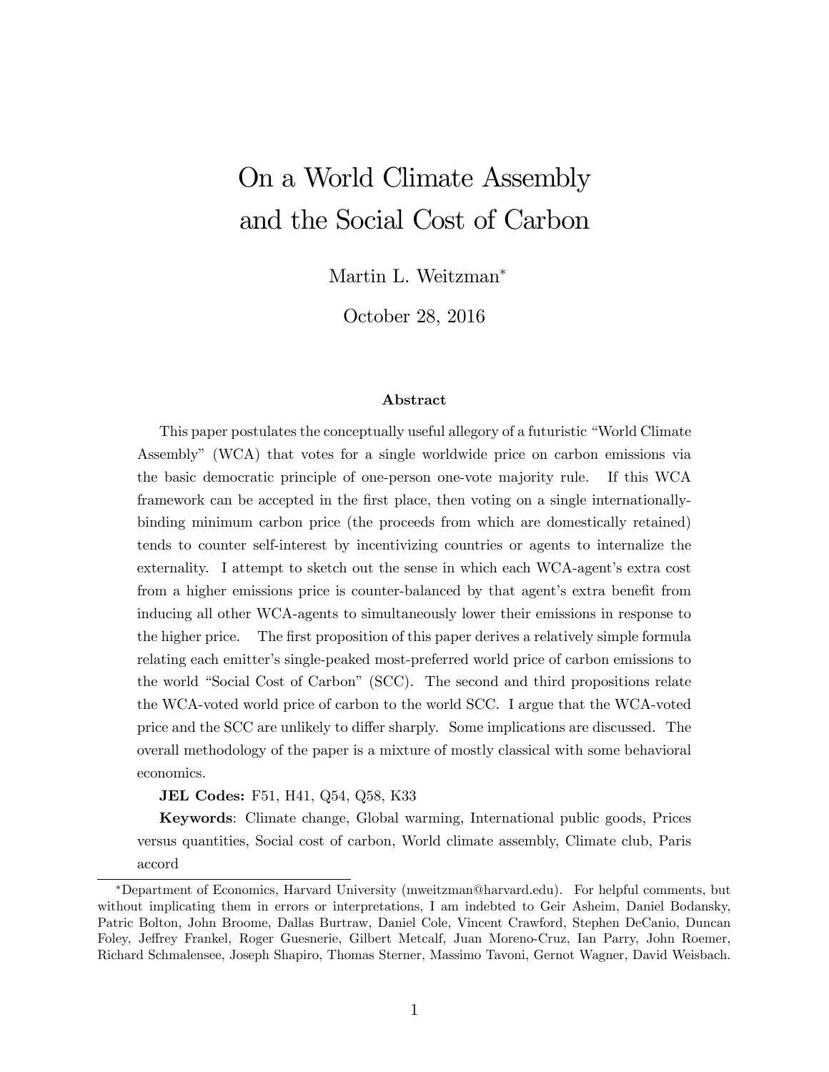# On a World Climate Assembly and the Social Cost of Carbon

Martin L. Weitzman*

October 28, 2016

### Abstract

This paper postulates the conceptually useful allegory of a futuristic "World Climate Assembly" (WCA) that votes for a single worldwide price on carbon emissions via the basic democratic principle of one-person one-vote majority rule. If this WCA framework can be accepted in the first place, then voting on a single internationally-binding minimum carbon price (the proceeds from which are domestically retained) tends to counter self-interest by incentivizing countries or agents to internalize the externality. I attempt to sketch out the sense in which each WCA-agent's extra cost from a higher emissions price is counter-balanced by that agent's extra benefit from inducing all other WCA-agents to simultaneously lower their emissions in response to the higher price. The first proposition of this paper derives a relatively simple formula relating each emitter's single-peaked most-preferred world price of carbon emissions to the world "Social Cost of Carbon" (SCC). The second and third propositions relate the WCA-voted world price of carbon to the world SCC. I argue that the WCA-voted price and the SCC are unlikely to differ sharply. Some implications are discussed. The overall methodology of the paper is a mixture of mostly classical with some behavioral economics.

**JEL Codes:** F51, H41, Q54, Q58, K33

**Keywords**: Climate change, Global warming, International public goods, Prices versus quantities, Social cost of carbon, World climate assembly, Climate club, Paris accord

---

*Department of Economics, Harvard University (mweitzman@harvard.edu). For helpful comments, but without implicating them in errors or interpretations, I am indebted to Geir Asheim, Daniel Bodansky, Patric Bolton, John Broome, Dallas Burtraw, Daniel Cole, Vincent Crawford, Stephen DeCanio, Duncan Foley, Jeffrey Frankel, Roger Guesnerie, Gilbert Metcalf, Juan Moreno-Cruz, Ian Parry, John Roemer, Richard Schmalensee, Joseph Shapiro, Thomas Sterner, Massimo Tavoni, Gernot Wagner, David Weisbach.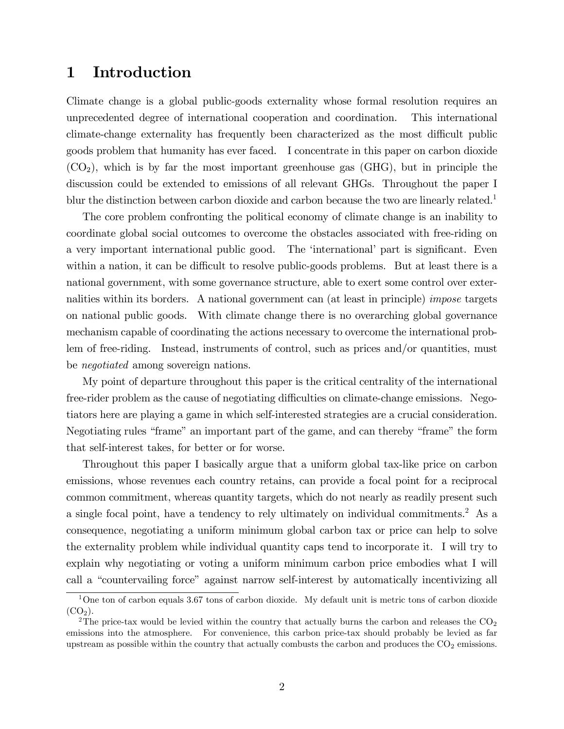# 1 Introduction

Climate change is a global public-goods externality whose formal resolution requires an unprecedented degree of international cooperation and coordination. This international climate-change externality has frequently been characterized as the most difficult public goods problem that humanity has ever faced. I concentrate in this paper on carbon dioxide ($CO_2$), which is by far the most important greenhouse gas (GHG), but in principle the discussion could be extended to emissions of all relevant GHGs. Throughout the paper I blur the distinction between carbon dioxide and carbon because the two are linearly related.[1]

The core problem confronting the political economy of climate change is an inability to coordinate global social outcomes to overcome the obstacles associated with free-riding on a very important international public good. The 'international' part is significant. Even within a nation, it can be difficult to resolve public-goods problems. But at least there is a national government, with some governance structure, able to exert some control over externalities within its borders. A national government can (at least in principle) *impose* targets on national public goods. With climate change there is no overarching global governance mechanism capable of coordinating the actions necessary to overcome the international problem of free-riding. Instead, instruments of control, such as prices and/or quantities, must be *negotiated* among sovereign nations.

My point of departure throughout this paper is the critical centrality of the international free-rider problem as the cause of negotiating difficulties on climate-change emissions. Negotiators here are playing a game in which self-interested strategies are a crucial consideration. Negotiating rules "frame" an important part of the game, and can thereby "frame" the form that self-interest takes, for better or for worse.

Throughout this paper I basically argue that a uniform global tax-like price on carbon emissions, whose revenues each country retains, can provide a focal point for a reciprocal common commitment, whereas quantity targets, which do not nearly as readily present such a single focal point, have a tendency to rely ultimately on individual commitments.[2] As a consequence, negotiating a uniform minimum global carbon tax or price can help to solve the externality problem while individual quantity caps tend to incorporate it. I will try to explain why negotiating or voting a uniform minimum carbon price embodies what I will call a "countervailing force" against narrow self-interest by automatically incentivizing all

[1] One ton of carbon equals 3.67 tons of carbon dioxide. My default unit is metric tons of carbon dioxide ($CO_2$).

[2] The price-tax would be levied within the country that actually burns the carbon and releases the $CO_2$ emissions into the atmosphere. For convenience, this carbon price-tax should probably be levied as far upstream as possible within the country that actually combusts the carbon and produces the $CO_2$ emissions.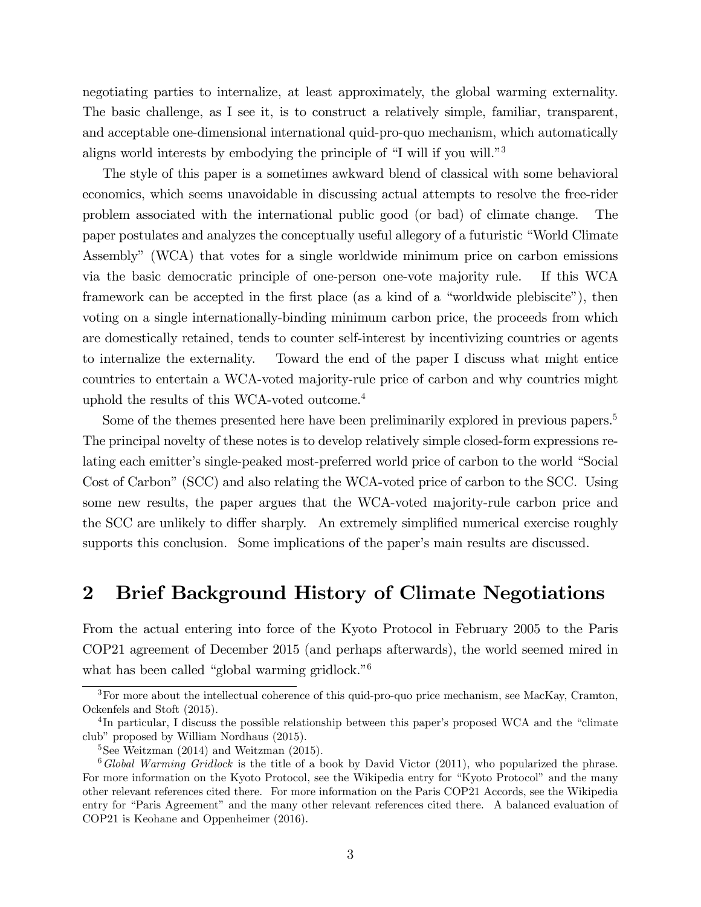negotiating parties to internalize, at least approximately, the global warming externality. The basic challenge, as I see it, is to construct a relatively simple, familiar, transparent, and acceptable one-dimensional international quid-pro-quo mechanism, which automatically aligns world interests by embodying the principle of "I will if you will."[3]

The style of this paper is a sometimes awkward blend of classical with some behavioral economics, which seems unavoidable in discussing actual attempts to resolve the free-rider problem associated with the international public good (or bad) of climate change. The paper postulates and analyzes the conceptually useful allegory of a futuristic "World Climate Assembly" (WCA) that votes for a single worldwide minimum price on carbon emissions via the basic democratic principle of one-person one-vote majority rule. If this WCA framework can be accepted in the first place (as a kind of a "worldwide plebiscite"), then voting on a single internationally-binding minimum carbon price, the proceeds from which are domestically retained, tends to counter self-interest by incentivizing countries or agents to internalize the externality. Toward the end of the paper I discuss what might entice countries to entertain a WCA-voted majority-rule price of carbon and why countries might uphold the results of this WCA-voted outcome.[4]

Some of the themes presented here have been preliminarily explored in previous papers.[5] The principal novelty of these notes is to develop relatively simple closed-form expressions relating each emitter's single-peaked most-preferred world price of carbon to the world "Social Cost of Carbon" (SCC) and also relating the WCA-voted price of carbon to the SCC. Using some new results, the paper argues that the WCA-voted majority-rule carbon price and the SCC are unlikely to differ sharply. An extremely simplified numerical exercise roughly supports this conclusion. Some implications of the paper's main results are discussed.

## 2 Brief Background History of Climate Negotiations

From the actual entering into force of the Kyoto Protocol in February 2005 to the Paris COP21 agreement of December 2015 (and perhaps afterwards), the world seemed mired in what has been called "global warming gridlock."[6]

---

[3] For more about the intellectual coherence of this quid-pro-quo price mechanism, see MacKay, Cramton, Ockenfels and Stoft (2015).

[4] In particular, I discuss the possible relationship between this paper's proposed WCA and the "climate club" proposed by William Nordhaus (2015).

[5] See Weitzman (2014) and Weitzman (2015).

[6] *Global Warming Gridlock* is the title of a book by David Victor (2011), who popularized the phrase. For more information on the Kyoto Protocol, see the Wikipedia entry for "Kyoto Protocol" and the many other relevant references cited there. For more information on the Paris COP21 Accords, see the Wikipedia entry for "Paris Agreement" and the many other relevant references cited there. A balanced evaluation of COP21 is Keohane and Oppenheimer (2016).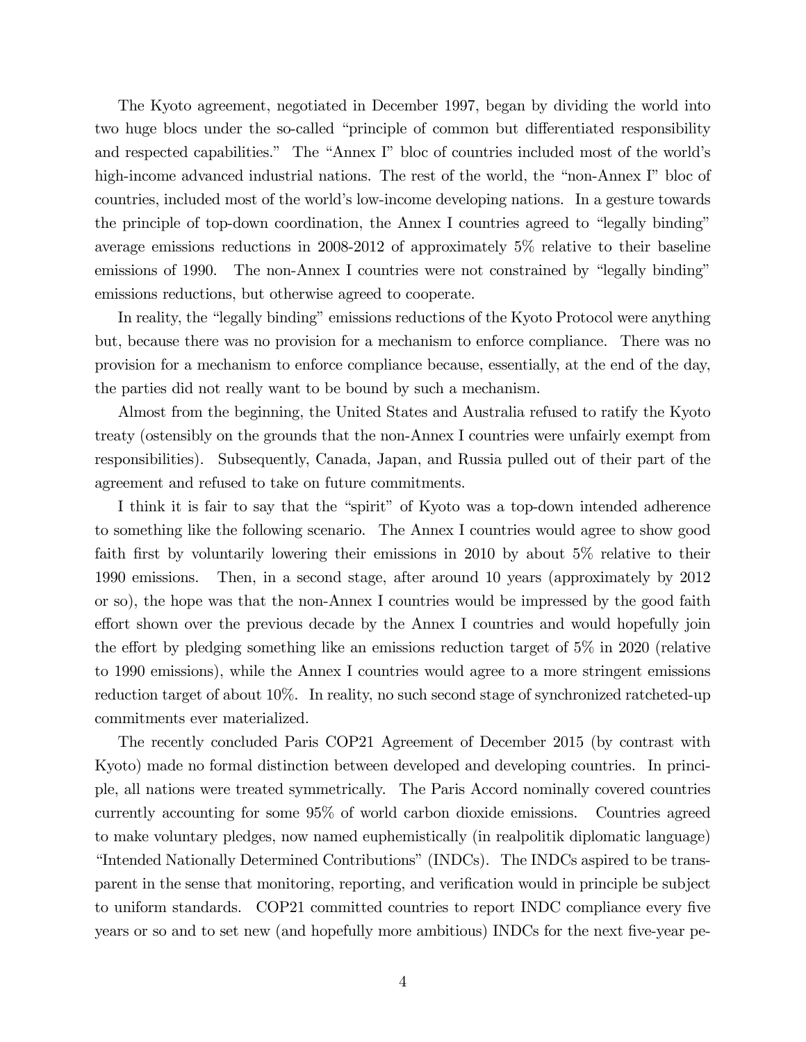The Kyoto agreement, negotiated in December 1997, began by dividing the world into two huge blocs under the so-called "principle of common but differentiated responsibility and respected capabilities." The "Annex I" bloc of countries included most of the world's high-income advanced industrial nations. The rest of the world, the "non-Annex I" bloc of countries, included most of the world's low-income developing nations. In a gesture towards the principle of top-down coordination, the Annex I countries agreed to "legally binding" average emissions reductions in 2008-2012 of approximately 5% relative to their baseline emissions of 1990. The non-Annex I countries were not constrained by "legally binding" emissions reductions, but otherwise agreed to cooperate.

In reality, the "legally binding" emissions reductions of the Kyoto Protocol were anything but, because there was no provision for a mechanism to enforce compliance. There was no provision for a mechanism to enforce compliance because, essentially, at the end of the day, the parties did not really want to be bound by such a mechanism.

Almost from the beginning, the United States and Australia refused to ratify the Kyoto treaty (ostensibly on the grounds that the non-Annex I countries were unfairly exempt from responsibilities). Subsequently, Canada, Japan, and Russia pulled out of their part of the agreement and refused to take on future commitments.

I think it is fair to say that the "spirit" of Kyoto was a top-down intended adherence to something like the following scenario. The Annex I countries would agree to show good faith first by voluntarily lowering their emissions in 2010 by about 5% relative to their 1990 emissions. Then, in a second stage, after around 10 years (approximately by 2012 or so), the hope was that the non-Annex I countries would be impressed by the good faith effort shown over the previous decade by the Annex I countries and would hopefully join the effort by pledging something like an emissions reduction target of 5% in 2020 (relative to 1990 emissions), while the Annex I countries would agree to a more stringent emissions reduction target of about 10%. In reality, no such second stage of synchronized ratcheted-up commitments ever materialized.

The recently concluded Paris COP21 Agreement of December 2015 (by contrast with Kyoto) made no formal distinction between developed and developing countries. In principle, all nations were treated symmetrically. The Paris Accord nominally covered countries currently accounting for some 95% of world carbon dioxide emissions. Countries agreed to make voluntary pledges, now named euphemistically (in realpolitik diplomatic language) "Intended Nationally Determined Contributions" (INDCs). The INDCs aspired to be transparent in the sense that monitoring, reporting, and verification would in principle be subject to uniform standards. COP21 committed countries to report INDC compliance every five years or so and to set new (and hopefully more ambitious) INDCs for the next five-year pe-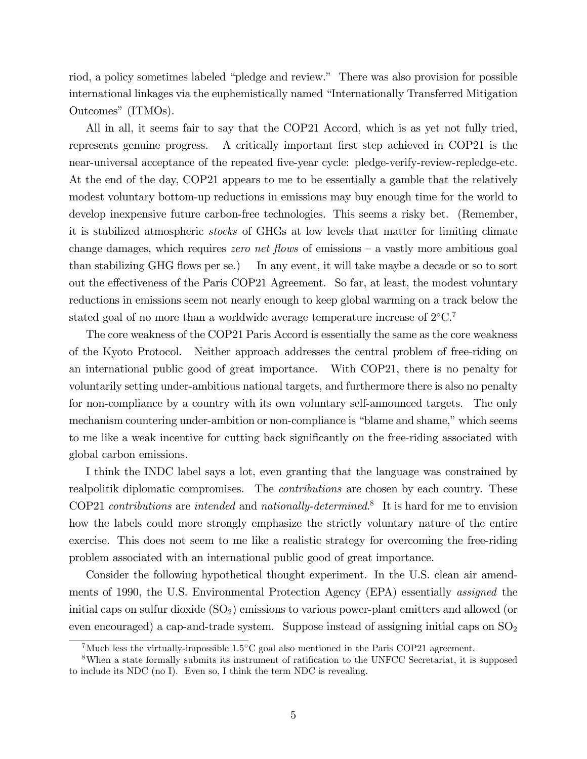riod, a policy sometimes labeled "pledge and review." There was also provision for possible international linkages via the euphemistically named "Internationally Transferred Mitigation Outcomes" (ITMOs).

All in all, it seems fair to say that the COP21 Accord, which is as yet not fully tried, represents genuine progress. A critically important first step achieved in COP21 is the near-universal acceptance of the repeated five-year cycle: pledge-verify-review-repledge-etc. At the end of the day, COP21 appears to me to be essentially a gamble that the relatively modest voluntary bottom-up reductions in emissions may buy enough time for the world to develop inexpensive future carbon-free technologies. This seems a risky bet. (Remember, it is stabilized atmospheric *stocks* of GHGs at low levels that matter for limiting climate change damages, which requires *zero net flows* of emissions – a vastly more ambitious goal than stabilizing GHG flows per se.) In any event, it will take maybe a decade or so to sort out the effectiveness of the Paris COP21 Agreement. So far, at least, the modest voluntary reductions in emissions seem not nearly enough to keep global warming on a track below the stated goal of no more than a worldwide average temperature increase of 2°C.[7]

The core weakness of the COP21 Paris Accord is essentially the same as the core weakness of the Kyoto Protocol. Neither approach addresses the central problem of free-riding on an international public good of great importance. With COP21, there is no penalty for voluntarily setting under-ambitious national targets, and furthermore there is also no penalty for non-compliance by a country with its own voluntary self-announced targets. The only mechanism countering under-ambition or non-compliance is "blame and shame," which seems to me like a weak incentive for cutting back significantly on the free-riding associated with global carbon emissions.

I think the INDC label says a lot, even granting that the language was constrained by realpolitik diplomatic compromises. The *contributions* are chosen by each country. These COP21 *contributions* are *intended* and *nationally-determined*.[8] It is hard for me to envision how the labels could more strongly emphasize the strictly voluntary nature of the entire exercise. This does not seem to me like a realistic strategy for overcoming the free-riding problem associated with an international public good of great importance.

Consider the following hypothetical thought experiment. In the U.S. clean air amendments of 1990, the U.S. Environmental Protection Agency (EPA) essentially *assigned* the initial caps on sulfur dioxide ($SO_2$) emissions to various power-plant emitters and allowed (or even encouraged) a cap-and-trade system. Suppose instead of assigning initial caps on $SO_2$

[7] Much less the virtually-impossible 1.5°C goal also mentioned in the Paris COP21 agreement.

[8] When a state formally submits its instrument of ratification to the UNFCC Secretariat, it is supposed to include its NDC (no I). Even so, I think the term NDC is revealing.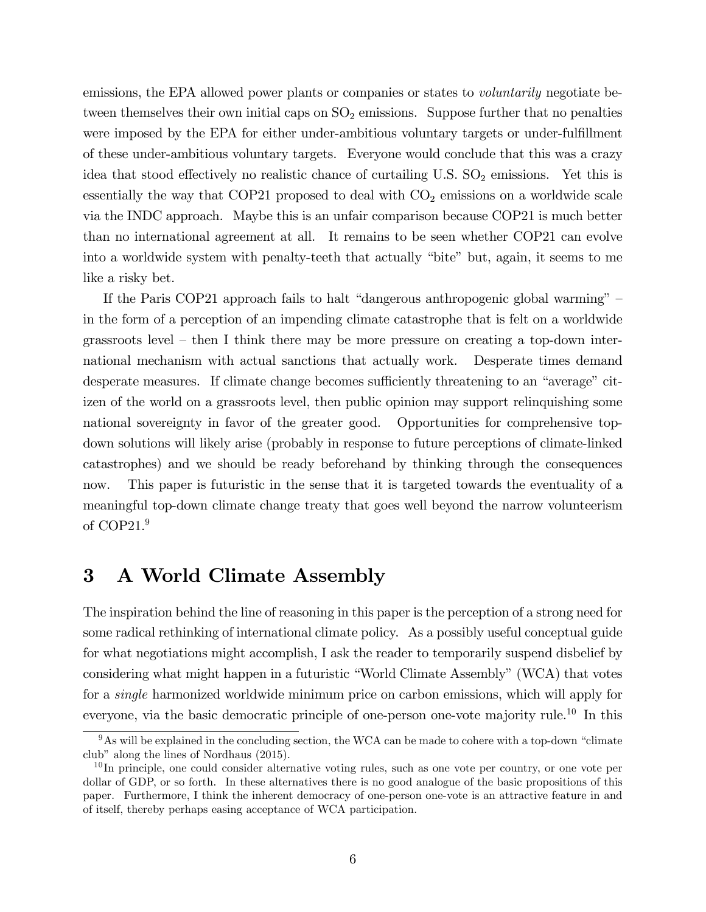emissions, the EPA allowed power plants or companies or states to *voluntarily* negotiate between themselves their own initial caps on $SO_2$ emissions. Suppose further that no penalties were imposed by the EPA for either under-ambitious voluntary targets or under-fulfillment of these under-ambitious voluntary targets. Everyone would conclude that this was a crazy idea that stood effectively no realistic chance of curtailing U.S. $SO_2$ emissions. Yet this is essentially the way that COP21 proposed to deal with $CO_2$ emissions on a worldwide scale via the INDC approach. Maybe this is an unfair comparison because COP21 is much better than no international agreement at all. It remains to be seen whether COP21 can evolve into a worldwide system with penalty-teeth that actually "bite" but, again, it seems to me like a risky bet.

If the Paris COP21 approach fails to halt "dangerous anthropogenic global warming" – in the form of a perception of an impending climate catastrophe that is felt on a worldwide grassroots level – then I think there may be more pressure on creating a top-down international mechanism with actual sanctions that actually work. Desperate times demand desperate measures. If climate change becomes sufficiently threatening to an "average" citizen of the world on a grassroots level, then public opinion may support relinquishing some national sovereignty in favor of the greater good. Opportunities for comprehensive top-down solutions will likely arise (probably in response to future perceptions of climate-linked catastrophes) and we should be ready beforehand by thinking through the consequences now. This paper is futuristic in the sense that it is targeted towards the eventuality of a meaningful top-down climate change treaty that goes well beyond the narrow volunteerism of COP21.[9]

## 3 A World Climate Assembly

The inspiration behind the line of reasoning in this paper is the perception of a strong need for some radical rethinking of international climate policy. As a possibly useful conceptual guide for what negotiations might accomplish, I ask the reader to temporarily suspend disbelief by considering what might happen in a futuristic "World Climate Assembly" (WCA) that votes for a *single* harmonized worldwide minimum price on carbon emissions, which will apply for everyone, via the basic democratic principle of one-person one-vote majority rule.[10] In this

[9] As will be explained in the concluding section, the WCA can be made to cohere with a top-down "climate club" along the lines of Nordhaus (2015).

[10] In principle, one could consider alternative voting rules, such as one vote per country, or one vote per dollar of GDP, or so forth. In these alternatives there is no good analogue of the basic propositions of this paper. Furthermore, I think the inherent democracy of one-person one-vote is an attractive feature in and of itself, thereby perhaps easing acceptance of WCA participation.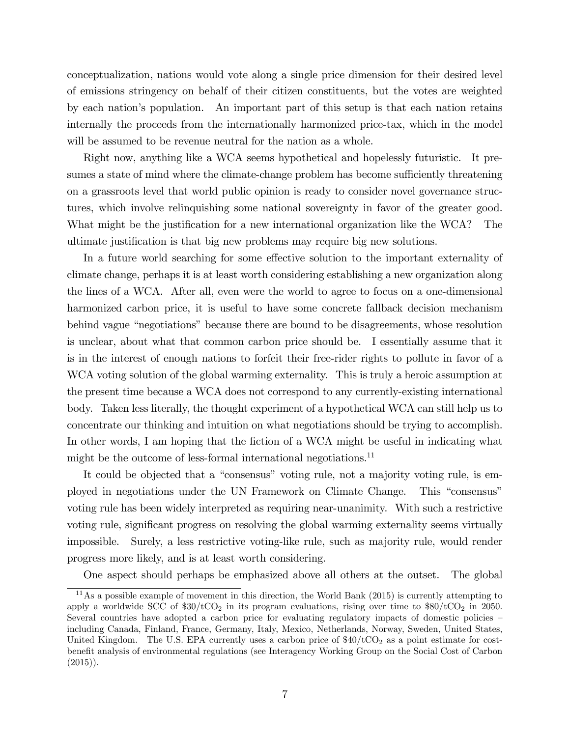conceptualization, nations would vote along a single price dimension for their desired level of emissions stringency on behalf of their citizen constituents, but the votes are weighted by each nation's population. An important part of this setup is that each nation retains internally the proceeds from the internationally harmonized price-tax, which in the model will be assumed to be revenue neutral for the nation as a whole.

Right now, anything like a WCA seems hypothetical and hopelessly futuristic. It presumes a state of mind where the climate-change problem has become sufficiently threatening on a grassroots level that world public opinion is ready to consider novel governance structures, which involve relinquishing some national sovereignty in favor of the greater good. What might be the justification for a new international organization like the WCA? The ultimate justification is that big new problems may require big new solutions.

In a future world searching for some effective solution to the important externality of climate change, perhaps it is at least worth considering establishing a new organization along the lines of a WCA. After all, even were the world to agree to focus on a one-dimensional harmonized carbon price, it is useful to have some concrete fallback decision mechanism behind vague "negotiations" because there are bound to be disagreements, whose resolution is unclear, about what that common carbon price should be. I essentially assume that it is in the interest of enough nations to forfeit their free-rider rights to pollute in favor of a WCA voting solution of the global warming externality. This is truly a heroic assumption at the present time because a WCA does not correspond to any currently-existing international body. Taken less literally, the thought experiment of a hypothetical WCA can still help us to concentrate our thinking and intuition on what negotiations should be trying to accomplish. In other words, I am hoping that the fiction of a WCA might be useful in indicating what might be the outcome of less-formal international negotiations.[11]

It could be objected that a "consensus" voting rule, not a majority voting rule, is employed in negotiations under the UN Framework on Climate Change. This "consensus" voting rule has been widely interpreted as requiring near-unanimity. With such a restrictive voting rule, significant progress on resolving the global warming externality seems virtually impossible. Surely, a less restrictive voting-like rule, such as majority rule, would render progress more likely, and is at least worth considering.

One aspect should perhaps be emphasized above all others at the outset. The global

[11] As a possible example of movement in this direction, the World Bank (2015) is currently attempting to apply a worldwide SCC of \$30/t$CO_2$ in its program evaluations, rising over time to \$80/t$CO_2$ in 2050. Several countries have adopted a carbon price for evaluating regulatory impacts of domestic policies – including Canada, Finland, France, Germany, Italy, Mexico, Netherlands, Norway, Sweden, United States, United Kingdom. The U.S. EPA currently uses a carbon price of \$40/t$CO_2$ as a point estimate for cost-benefit analysis of environmental regulations (see Interagency Working Group on the Social Cost of Carbon (2015)).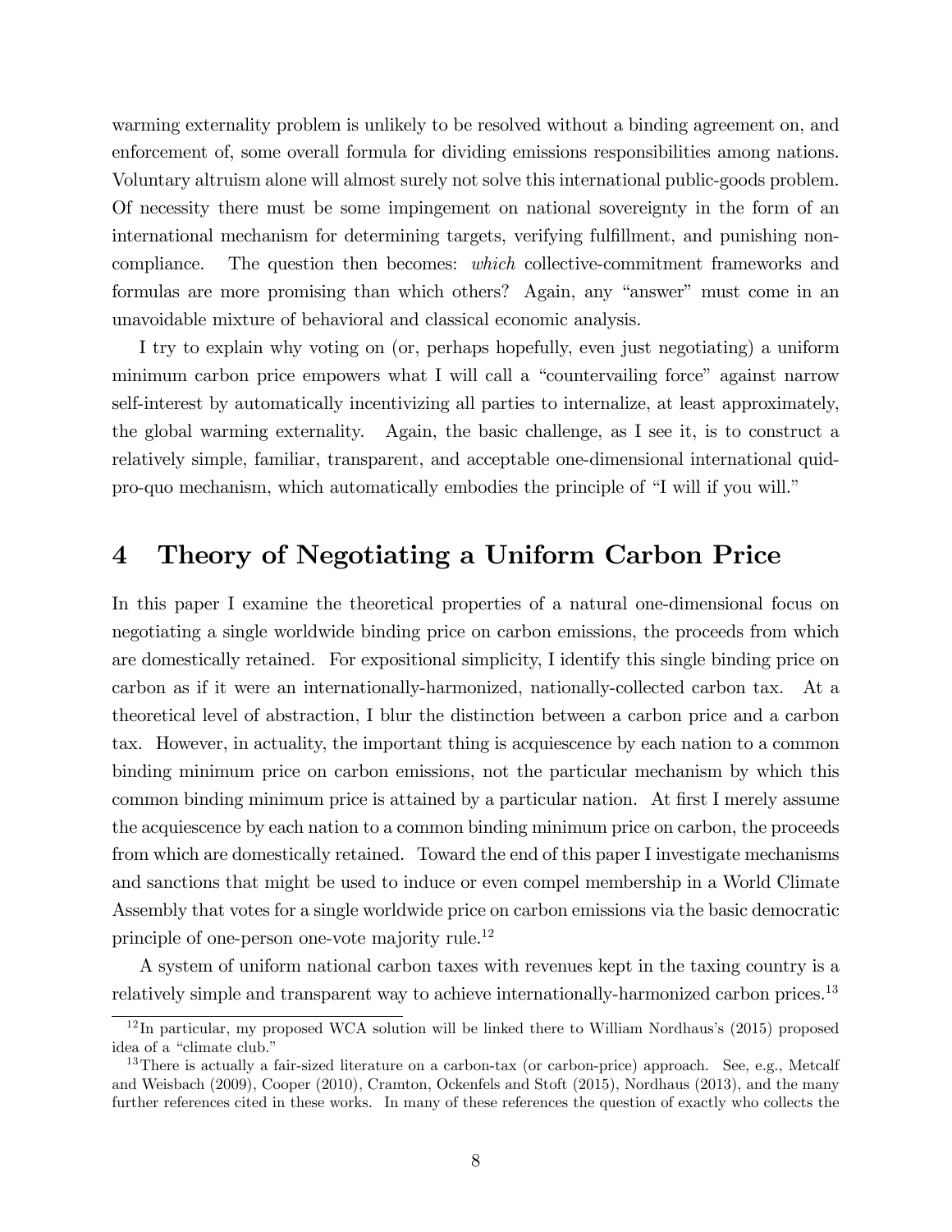warming externality problem is unlikely to be resolved without a binding agreement on, and enforcement of, some overall formula for dividing emissions responsibilities among nations. Voluntary altruism alone will almost surely not solve this international public-goods problem. Of necessity there must be some impingement on national sovereignty in the form of an international mechanism for determining targets, verifying fulfillment, and punishing non-compliance. The question then becomes: *which* collective-commitment frameworks and formulas are more promising than which others? Again, any "answer" must come in an unavoidable mixture of behavioral and classical economic analysis.

I try to explain why voting on (or, perhaps hopefully, even just negotiating) a uniform minimum carbon price empowers what I will call a "countervailing force" against narrow self-interest by automatically incentivizing all parties to internalize, at least approximately, the global warming externality. Again, the basic challenge, as I see it, is to construct a relatively simple, familiar, transparent, and acceptable one-dimensional international quid-pro-quo mechanism, which automatically embodies the principle of "I will if you will."

# 4 Theory of Negotiating a Uniform Carbon Price

In this paper I examine the theoretical properties of a natural one-dimensional focus on negotiating a single worldwide binding price on carbon emissions, the proceeds from which are domestically retained. For expositional simplicity, I identify this single binding price on carbon as if it were an internationally-harmonized, nationally-collected carbon tax. At a theoretical level of abstraction, I blur the distinction between a carbon price and a carbon tax. However, in actuality, the important thing is acquiescence by each nation to a common binding minimum price on carbon emissions, not the particular mechanism by which this common binding minimum price is attained by a particular nation. At first I merely assume the acquiescence by each nation to a common binding minimum price on carbon, the proceeds from which are domestically retained. Toward the end of this paper I investigate mechanisms and sanctions that might be used to induce or even compel membership in a World Climate Assembly that votes for a single worldwide price on carbon emissions via the basic democratic principle of one-person one-vote majority rule.[12]

A system of uniform national carbon taxes with revenues kept in the taxing country is a relatively simple and transparent way to achieve internationally-harmonized carbon prices.[13]

[12] In particular, my proposed WCA solution will be linked there to William Nordhaus's (2015) proposed idea of a "climate club."

[13] There is actually a fair-sized literature on a carbon-tax (or carbon-price) approach. See, e.g., Metcalf and Weisbach (2009), Cooper (2010), Cramton, Ockenfels and Stoft (2015), Nordhaus (2013), and the many further references cited in these works. In many of these references the question of exactly who collects the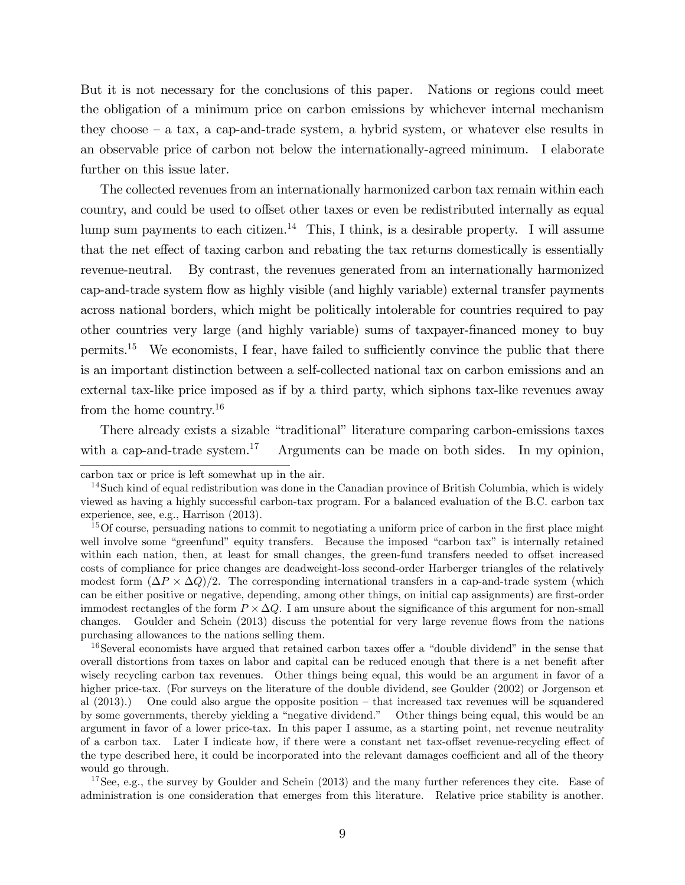But it is not necessary for the conclusions of this paper. Nations or regions could meet the obligation of a minimum price on carbon emissions by whichever internal mechanism they choose – a tax, a cap-and-trade system, a hybrid system, or whatever else results in an observable price of carbon not below the internationally-agreed minimum. I elaborate further on this issue later.

The collected revenues from an internationally harmonized carbon tax remain within each country, and could be used to offset other taxes or even be redistributed internally as equal lump sum payments to each citizen.[14] This, I think, is a desirable property. I will assume that the net effect of taxing carbon and rebating the tax returns domestically is essentially revenue-neutral. By contrast, the revenues generated from an internationally harmonized cap-and-trade system flow as highly visible (and highly variable) external transfer payments across national borders, which might be politically intolerable for countries required to pay other countries very large (and highly variable) sums of taxpayer-financed money to buy permits.[15] We economists, I fear, have failed to sufficiently convince the public that there is an important distinction between a self-collected national tax on carbon emissions and an external tax-like price imposed as if by a third party, which siphons tax-like revenues away from the home country.[16]

There already exists a sizable "traditional" literature comparing carbon-emissions taxes with a cap-and-trade system.[17] Arguments can be made on both sides. In my opinion,

---

carbon tax or price is left somewhat up in the air.

[14] Such kind of equal redistribution was done in the Canadian province of British Columbia, which is widely viewed as having a highly successful carbon-tax program. For a balanced evaluation of the B.C. carbon tax experience, see, e.g., Harrison (2013).

[15] Of course, persuading nations to commit to negotiating a uniform price of carbon in the first place might well involve some "greenfund" equity transfers. Because the imposed "carbon tax" is internally retained within each nation, then, at least for small changes, the green-fund transfers needed to offset increased costs of compliance for price changes are deadweight-loss second-order Harberger triangles of the relatively modest form $(\Delta P \times \Delta Q)/2$. The corresponding international transfers in a cap-and-trade system (which can be either positive or negative, depending, among other things, on initial cap assignments) are first-order immodest rectangles of the form $P \times \Delta Q$. I am unsure about the significance of this argument for non-small changes. Goulder and Schein (2013) discuss the potential for very large revenue flows from the nations purchasing allowances to the nations selling them.

[16] Several economists have argued that retained carbon taxes offer a "double dividend" in the sense that overall distortions from taxes on labor and capital can be reduced enough that there is a net benefit after wisely recycling carbon tax revenues. Other things being equal, this would be an argument in favor of a higher price-tax. (For surveys on the literature of the double dividend, see Goulder (2002) or Jorgenson et al (2013).) One could also argue the opposite position – that increased tax revenues will be squandered by some governments, thereby yielding a "negative dividend." Other things being equal, this would be an argument in favor of a lower price-tax. In this paper I assume, as a starting point, net revenue neutrality of a carbon tax. Later I indicate how, if there were a constant net tax-offset revenue-recycling effect of the type described here, it could be incorporated into the relevant damages coefficient and all of the theory would go through.

[17] See, e.g., the survey by Goulder and Schein (2013) and the many further references they cite. Ease of administration is one consideration that emerges from this literature. Relative price stability is another.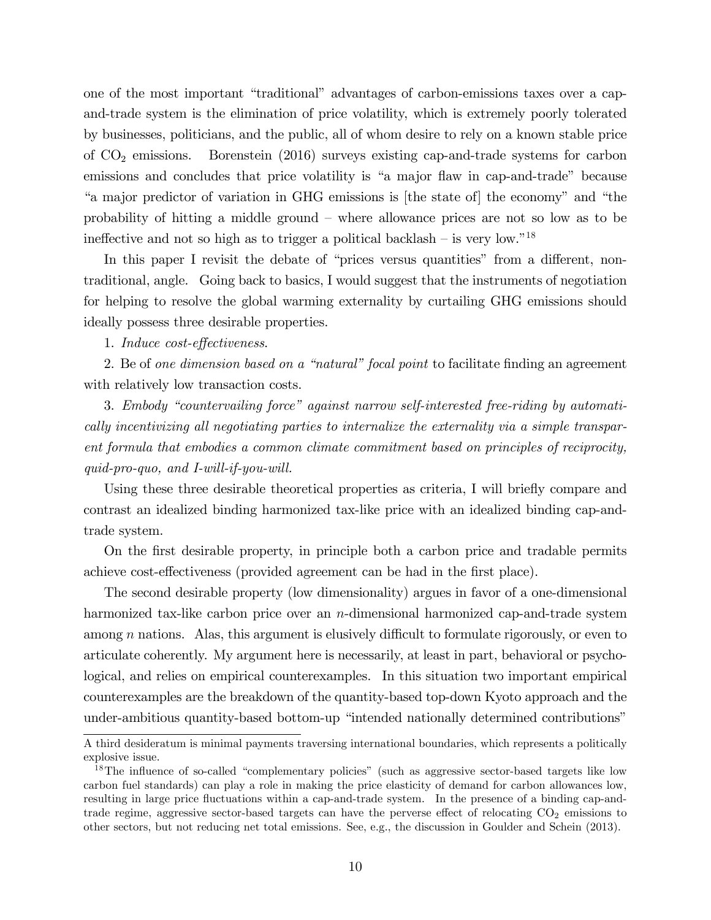one of the most important "traditional" advantages of carbon-emissions taxes over a cap-and-trade system is the elimination of price volatility, which is extremely poorly tolerated by businesses, politicians, and the public, all of whom desire to rely on a known stable price of $CO_2$ emissions. Borenstein (2016) surveys existing cap-and-trade systems for carbon emissions and concludes that price volatility is "a major flaw in cap-and-trade" because "a major predictor of variation in GHG emissions is [the state of] the economy" and "the probability of hitting a middle ground – where allowance prices are not so low as to be ineffective and not so high as to trigger a political backlash – is very low."[18]

In this paper I revisit the debate of "prices versus quantities" from a different, non-traditional, angle. Going back to basics, I would suggest that the instruments of negotiation for helping to resolve the global warming externality by curtailing GHG emissions should ideally possess three desirable properties.

1. *Induce cost-effectiveness.*

2. Be of *one dimension based on a "natural" focal point* to facilitate finding an agreement with relatively low transaction costs.

3. *Embody "countervailing force" against narrow self-interested free-riding by automatically incentivizing all negotiating parties to internalize the externality via a simple transparent formula that embodies a common climate commitment based on principles of reciprocity, quid-pro-quo, and I-will-if-you-will.*

Using these three desirable theoretical properties as criteria, I will briefly compare and contrast an idealized binding harmonized tax-like price with an idealized binding cap-and-trade system.

On the first desirable property, in principle both a carbon price and tradable permits achieve cost-effectiveness (provided agreement can be had in the first place).

The second desirable property (low dimensionality) argues in favor of a one-dimensional harmonized tax-like carbon price over an $n$-dimensional harmonized cap-and-trade system among $n$ nations. Alas, this argument is elusively difficult to formulate rigorously, or even to articulate coherently. My argument here is necessarily, at least in part, behavioral or psychological, and relies on empirical counterexamples. In this situation two important empirical counterexamples are the breakdown of the quantity-based top-down Kyoto approach and the under-ambitious quantity-based bottom-up "intended nationally determined contributions"

---

A third desideratum is minimal payments traversing international boundaries, which represents a politically explosive issue.

[18] The influence of so-called "complementary policies" (such as aggressive sector-based targets like low carbon fuel standards) can play a role in making the price elasticity of demand for carbon allowances low, resulting in large price fluctuations within a cap-and-trade system. In the presence of a binding cap-and-trade regime, aggressive sector-based targets can have the perverse effect of relocating $CO_2$ emissions to other sectors, but not reducing net total emissions. See, e.g., the discussion in Goulder and Schein (2013).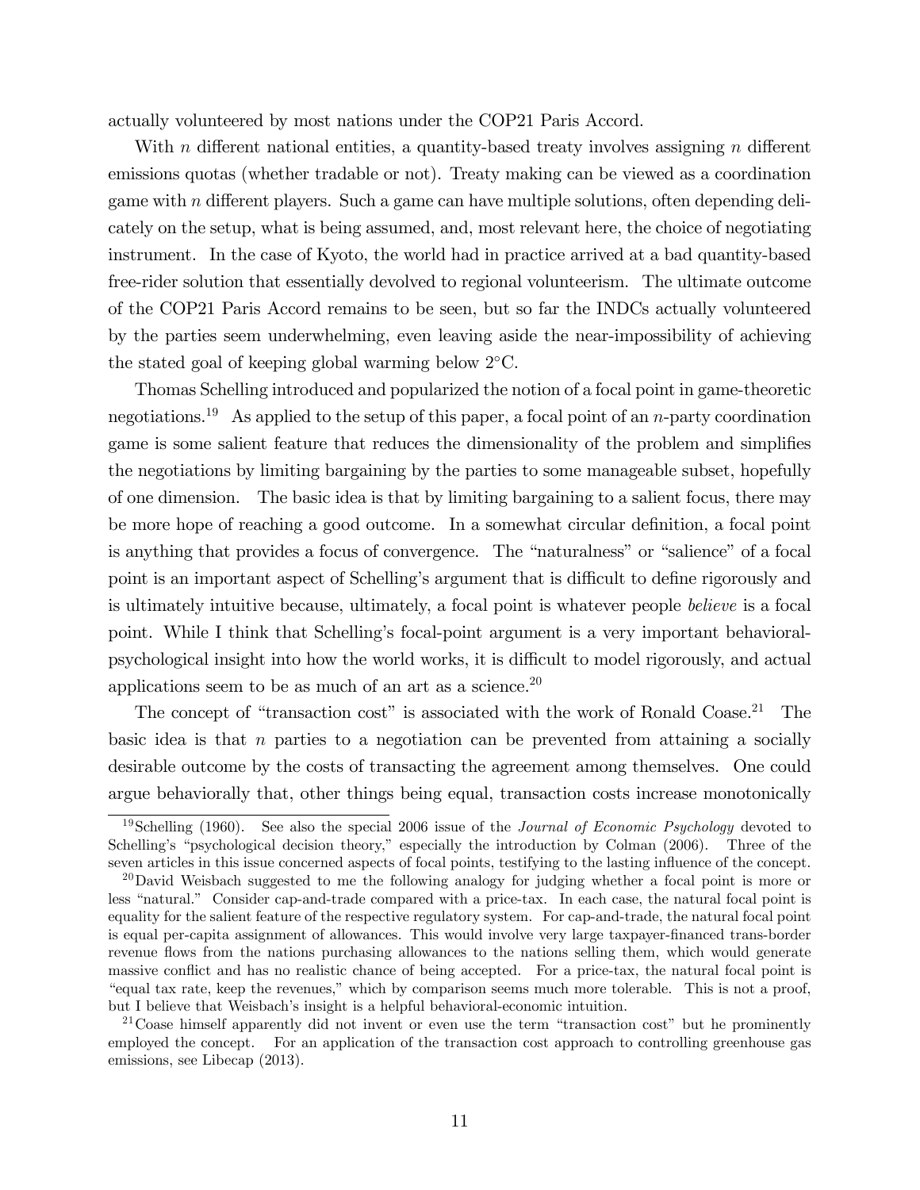actually volunteered by most nations under the COP21 Paris Accord.

With $n$ different national entities, a quantity-based treaty involves assigning $n$ different emissions quotas (whether tradable or not). Treaty making can be viewed as a coordination game with $n$ different players. Such a game can have multiple solutions, often depending delicately on the setup, what is being assumed, and, most relevant here, the choice of negotiating instrument. In the case of Kyoto, the world had in practice arrived at a bad quantity-based free-rider solution that essentially devolved to regional volunteerism. The ultimate outcome of the COP21 Paris Accord remains to be seen, but so far the INDCs actually volunteered by the parties seem underwhelming, even leaving aside the near-impossibility of achieving the stated goal of keeping global warming below 2°C.

Thomas Schelling introduced and popularized the notion of a focal point in game-theoretic negotiations.[19] As applied to the setup of this paper, a focal point of an $n$-party coordination game is some salient feature that reduces the dimensionality of the problem and simplifies the negotiations by limiting bargaining by the parties to some manageable subset, hopefully of one dimension. The basic idea is that by limiting bargaining to a salient focus, there may be more hope of reaching a good outcome. In a somewhat circular definition, a focal point is anything that provides a focus of convergence. The "naturalness" or "salience" of a focal point is an important aspect of Schelling's argument that is difficult to define rigorously and is ultimately intuitive because, ultimately, a focal point is whatever people *believe* is a focal point. While I think that Schelling's focal-point argument is a very important behavioral-psychological insight into how the world works, it is difficult to model rigorously, and actual applications seem to be as much of an art as a science.[20]

The concept of "transaction cost" is associated with the work of Ronald Coase.[21] The basic idea is that $n$ parties to a negotiation can be prevented from attaining a socially desirable outcome by the costs of transacting the agreement among themselves. One could argue behaviorally that, other things being equal, transaction costs increase monotonically

[19] Schelling (1960). See also the special 2006 issue of the *Journal of Economic Psychology* devoted to Schelling's "psychological decision theory," especially the introduction by Colman (2006). Three of the seven articles in this issue concerned aspects of focal points, testifying to the lasting influence of the concept.

[20] David Weisbach suggested to me the following analogy for judging whether a focal point is more or less "natural." Consider cap-and-trade compared with a price-tax. In each case, the natural focal point is equality for the salient feature of the respective regulatory system. For cap-and-trade, the natural focal point is equal per-capita assignment of allowances. This would involve very large taxpayer-financed trans-border revenue flows from the nations purchasing allowances to the nations selling them, which would generate massive conflict and has no realistic chance of being accepted. For a price-tax, the natural focal point is "equal tax rate, keep the revenues," which by comparison seems much more tolerable. This is not a proof, but I believe that Weisbach's insight is a helpful behavioral-economic intuition.

[21] Coase himself apparently did not invent or even use the term "transaction cost" but he prominently employed the concept. For an application of the transaction cost approach to controlling greenhouse gas emissions, see Libecap (2013).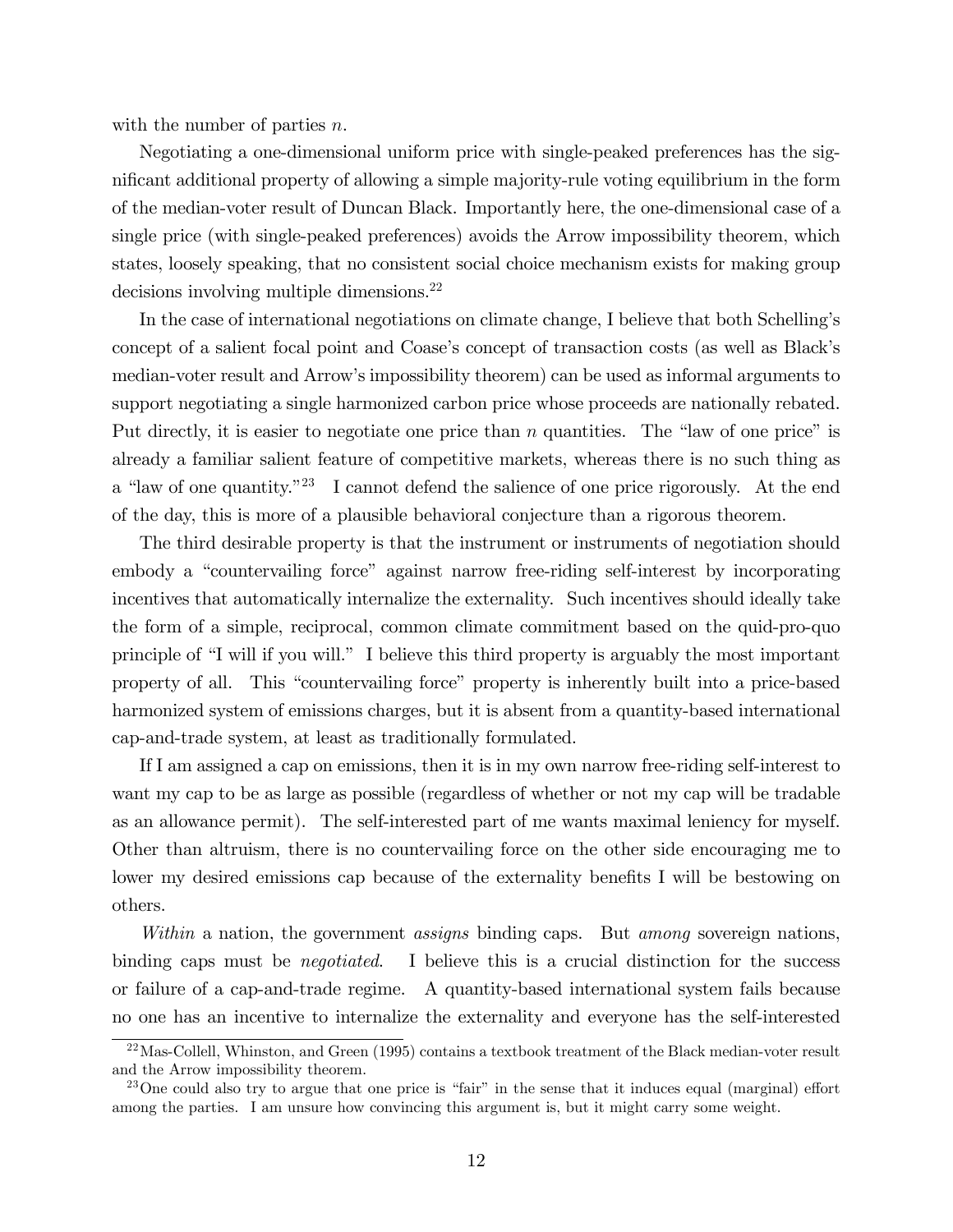with the number of parties $n$.

Negotiating a one-dimensional uniform price with single-peaked preferences has the significant additional property of allowing a simple majority-rule voting equilibrium in the form of the median-voter result of Duncan Black. Importantly here, the one-dimensional case of a single price (with single-peaked preferences) avoids the Arrow impossibility theorem, which states, loosely speaking, that no consistent social choice mechanism exists for making group decisions involving multiple dimensions.[22]

In the case of international negotiations on climate change, I believe that both Schelling's concept of a salient focal point and Coase's concept of transaction costs (as well as Black's median-voter result and Arrow's impossibility theorem) can be used as informal arguments to support negotiating a single harmonized carbon price whose proceeds are nationally rebated. Put directly, it is easier to negotiate one price than $n$ quantities. The "law of one price" is already a familiar salient feature of competitive markets, whereas there is no such thing as a "law of one quantity."[23] I cannot defend the salience of one price rigorously. At the end of the day, this is more of a plausible behavioral conjecture than a rigorous theorem.

The third desirable property is that the instrument or instruments of negotiation should embody a "countervailing force" against narrow free-riding self-interest by incorporating incentives that automatically internalize the externality. Such incentives should ideally take the form of a simple, reciprocal, common climate commitment based on the quid-pro-quo principle of "I will if you will." I believe this third property is arguably the most important property of all. This "countervailing force" property is inherently built into a price-based harmonized system of emissions charges, but it is absent from a quantity-based international cap-and-trade system, at least as traditionally formulated.

If I am assigned a cap on emissions, then it is in my own narrow free-riding self-interest to want my cap to be as large as possible (regardless of whether or not my cap will be tradable as an allowance permit). The self-interested part of me wants maximal leniency for myself. Other than altruism, there is no countervailing force on the other side encouraging me to lower my desired emissions cap because of the externality benefits I will be bestowing on others.

*Within* a nation, the government *assigns* binding caps. But *among* sovereign nations, binding caps must be *negotiated*. I believe this is a crucial distinction for the success or failure of a cap-and-trade regime. A quantity-based international system fails because no one has an incentive to internalize the externality and everyone has the self-interested

[22] Mas-Collell, Whinston, and Green (1995) contains a textbook treatment of the Black median-voter result and the Arrow impossibility theorem.

[23] One could also try to argue that one price is "fair" in the sense that it induces equal (marginal) effort among the parties. I am unsure how convincing this argument is, but it might carry some weight.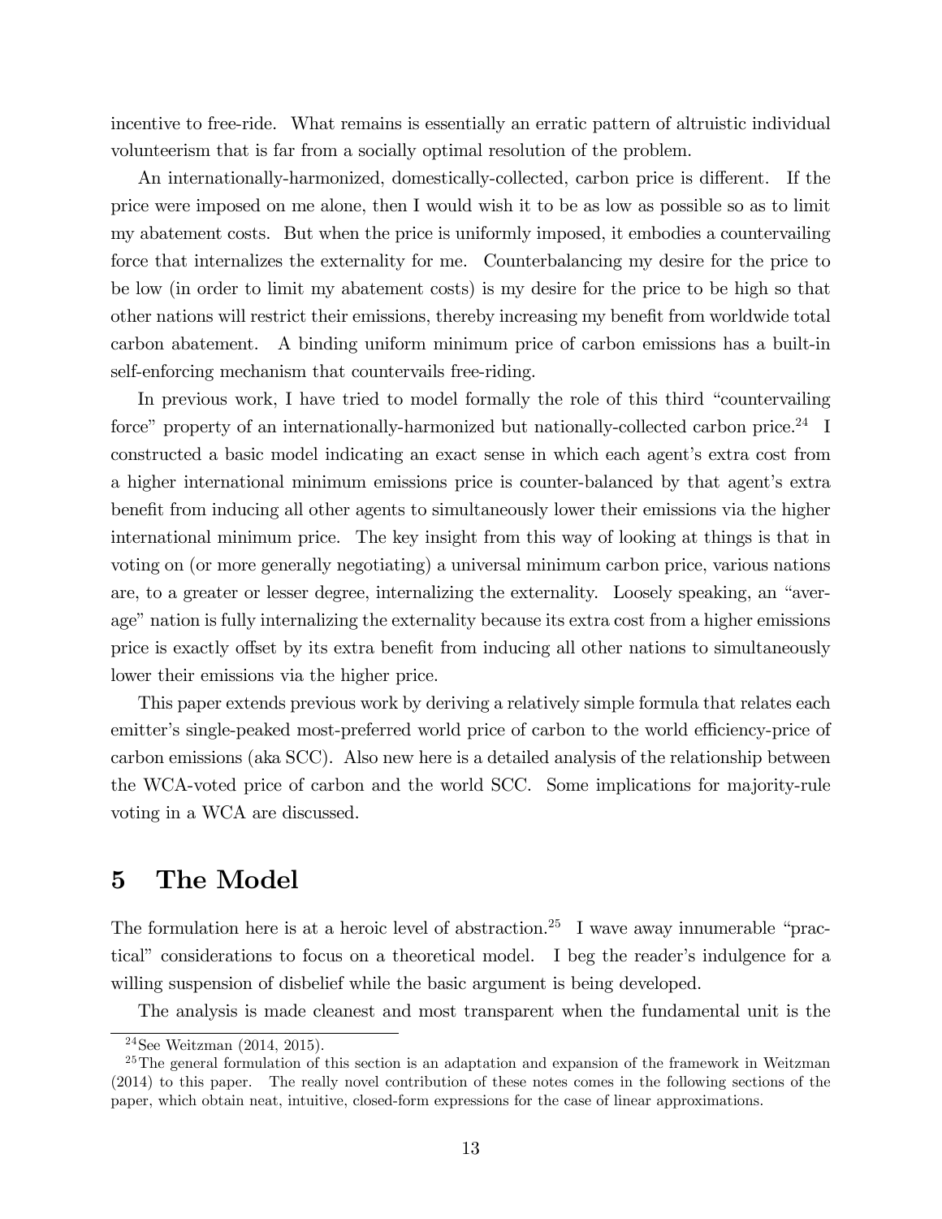incentive to free-ride. What remains is essentially an erratic pattern of altruistic individual volunteerism that is far from a socially optimal resolution of the problem.

An internationally-harmonized, domestically-collected, carbon price is different. If the price were imposed on me alone, then I would wish it to be as low as possible so as to limit my abatement costs. But when the price is uniformly imposed, it embodies a countervailing force that internalizes the externality for me. Counterbalancing my desire for the price to be low (in order to limit my abatement costs) is my desire for the price to be high so that other nations will restrict their emissions, thereby increasing my benefit from worldwide total carbon abatement. A binding uniform minimum price of carbon emissions has a built-in self-enforcing mechanism that countervails free-riding.

In previous work, I have tried to model formally the role of this third "countervailing force" property of an internationally-harmonized but nationally-collected carbon price.[24] I constructed a basic model indicating an exact sense in which each agent's extra cost from a higher international minimum emissions price is counter-balanced by that agent's extra benefit from inducing all other agents to simultaneously lower their emissions via the higher international minimum price. The key insight from this way of looking at things is that in voting on (or more generally negotiating) a universal minimum carbon price, various nations are, to a greater or lesser degree, internalizing the externality. Loosely speaking, an "average" nation is fully internalizing the externality because its extra cost from a higher emissions price is exactly offset by its extra benefit from inducing all other nations to simultaneously lower their emissions via the higher price.

This paper extends previous work by deriving a relatively simple formula that relates each emitter's single-peaked most-preferred world price of carbon to the world efficiency-price of carbon emissions (aka SCC). Also new here is a detailed analysis of the relationship between the WCA-voted price of carbon and the world SCC. Some implications for majority-rule voting in a WCA are discussed.

# 5 The Model

The formulation here is at a heroic level of abstraction.[25] I wave away innumerable "practical" considerations to focus on a theoretical model. I beg the reader's indulgence for a willing suspension of disbelief while the basic argument is being developed.

The analysis is made cleanest and most transparent when the fundamental unit is the

---

[24] See Weitzman (2014, 2015).

[25] The general formulation of this section is an adaptation and expansion of the framework in Weitzman (2014) to this paper. The really novel contribution of these notes comes in the following sections of the paper, which obtain neat, intuitive, closed-form expressions for the case of linear approximations.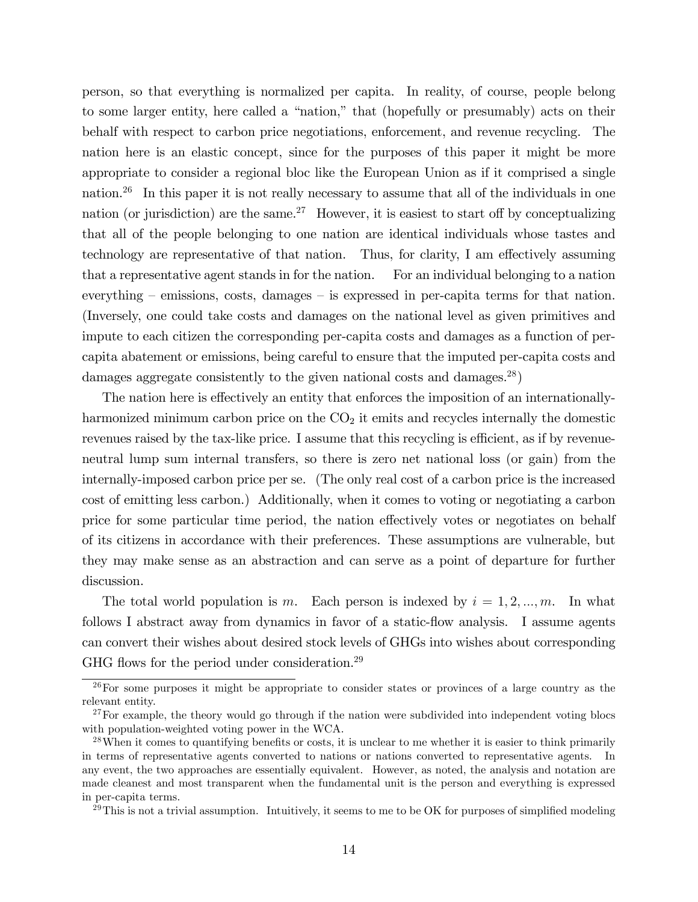person, so that everything is normalized per capita. In reality, of course, people belong to some larger entity, here called a "nation," that (hopefully or presumably) acts on their behalf with respect to carbon price negotiations, enforcement, and revenue recycling. The nation here is an elastic concept, since for the purposes of this paper it might be more appropriate to consider a regional bloc like the European Union as if it comprised a single nation.[26] In this paper it is not really necessary to assume that all of the individuals in one nation (or jurisdiction) are the same.[27] However, it is easiest to start off by conceptualizing that all of the people belonging to one nation are identical individuals whose tastes and technology are representative of that nation. Thus, for clarity, I am effectively assuming that a representative agent stands in for the nation. For an individual belonging to a nation everything – emissions, costs, damages – is expressed in per-capita terms for that nation. (Inversely, one could take costs and damages on the national level as given primitives and impute to each citizen the corresponding per-capita costs and damages as a function of per-capita abatement or emissions, being careful to ensure that the imputed per-capita costs and damages aggregate consistently to the given national costs and damages.[28])

The nation here is effectively an entity that enforces the imposition of an internationally-harmonized minimum carbon price on the $CO_2$ it emits and recycles internally the domestic revenues raised by the tax-like price. I assume that this recycling is efficient, as if by revenue-neutral lump sum internal transfers, so there is zero net national loss (or gain) from the internally-imposed carbon price per se. (The only real cost of a carbon price is the increased cost of emitting less carbon.) Additionally, when it comes to voting or negotiating a carbon price for some particular time period, the nation effectively votes or negotiates on behalf of its citizens in accordance with their preferences. These assumptions are vulnerable, but they may make sense as an abstraction and can serve as a point of departure for further discussion.

The total world population is $m$. Each person is indexed by $i = 1, 2, ..., m$. In what follows I abstract away from dynamics in favor of a static-flow analysis. I assume agents can convert their wishes about desired stock levels of GHGs into wishes about corresponding GHG flows for the period under consideration.[29]

---

[26] For some purposes it might be appropriate to consider states or provinces of a large country as the relevant entity.

[27] For example, the theory would go through if the nation were subdivided into independent voting blocs with population-weighted voting power in the WCA.

[28] When it comes to quantifying benefits or costs, it is unclear to me whether it is easier to think primarily in terms of representative agents converted to nations or nations converted to representative agents. In any event, the two approaches are essentially equivalent. However, as noted, the analysis and notation are made cleanest and most transparent when the fundamental unit is the person and everything is expressed in per-capita terms.

[29] This is not a trivial assumption. Intuitively, it seems to me to be OK for purposes of simplified modeling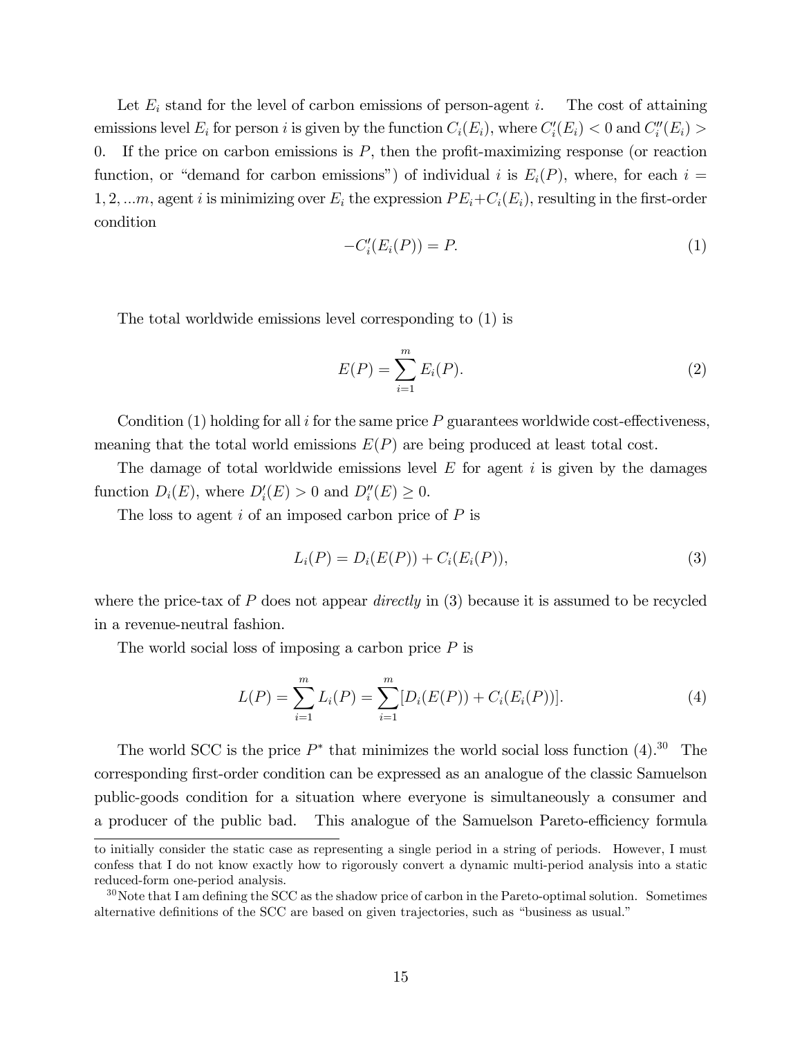Let $E_i$ stand for the level of carbon emissions of person-agent $i$. The cost of attaining emissions level $E_i$ for person $i$ is given by the function $C_i(E_i)$, where $C_i'(E_i) < 0$ and $C_i''(E_i) > 0$. If the price on carbon emissions is $P$, then the profit-maximizing response (or reaction function, or "demand for carbon emissions") of individual $i$ is $E_i(P)$, where, for each $i = 1, 2, ...m$, agent $i$ is minimizing over $E_i$ the expression $PE_i + C_i(E_i)$, resulting in the first-order condition

$$-C_i'(E_i(P)) = P. \tag{1}$$

The total worldwide emissions level corresponding to (1) is

$$E(P) = \sum_{i=1}^{m} E_i(P). \tag{2}$$

Condition (1) holding for all $i$ for the same price $P$ guarantees worldwide cost-effectiveness, meaning that the total world emissions $E(P)$ are being produced at least total cost.

The damage of total worldwide emissions level $E$ for agent $i$ is given by the damages function $D_i(E)$, where $D_i'(E) > 0$ and $D_i''(E) \geq 0$.

The loss to agent $i$ of an imposed carbon price of $P$ is

$$L_i(P) = D_i(E(P)) + C_i(E_i(P)), \tag{3}$$

where the price-tax of $P$ does not appear *directly* in (3) because it is assumed to be recycled in a revenue-neutral fashion.

The world social loss of imposing a carbon price $P$ is

$$L(P) = \sum_{i=1}^{m} L_i(P) = \sum_{i=1}^{m} [D_i(E(P)) + C_i(E_i(P))]. \tag{4}$$

The world SCC is the price $P^*$ that minimizes the world social loss function (4).[30] The corresponding first-order condition can be expressed as an analogue of the classic Samuelson public-goods condition for a situation where everyone is simultaneously a consumer and a producer of the public bad. This analogue of the Samuelson Pareto-efficiency formula

---

to initially consider the static case as representing a single period in a string of periods. However, I must confess that I do not know exactly how to rigorously convert a dynamic multi-period analysis into a static reduced-form one-period analysis.

[30] Note that I am defining the SCC as the shadow price of carbon in the Pareto-optimal solution. Sometimes alternative definitions of the SCC are based on given trajectories, such as "business as usual."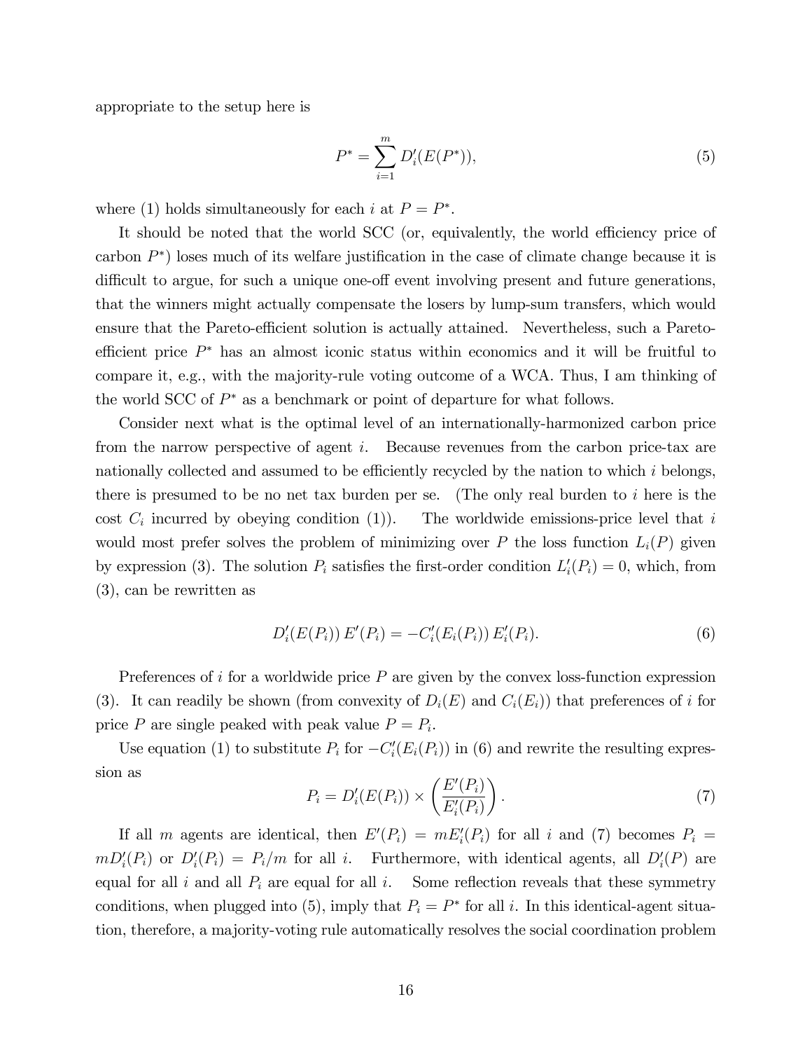appropriate to the setup here is

$$P^* = \sum_{i=1}^{m} D_i'(E(P^*)), \tag{5}$$

where (1) holds simultaneously for each $i$ at $P = P^*$.

It should be noted that the world SCC (or, equivalently, the world efficiency price of carbon $P^*$) loses much of its welfare justification in the case of climate change because it is difficult to argue, for such a unique one-off event involving present and future generations, that the winners might actually compensate the losers by lump-sum transfers, which would ensure that the Pareto-efficient solution is actually attained. Nevertheless, such a Pareto-efficient price $P^*$ has an almost iconic status within economics and it will be fruitful to compare it, e.g., with the majority-rule voting outcome of a WCA. Thus, I am thinking of the world SCC of $P^*$ as a benchmark or point of departure for what follows.

Consider next what is the optimal level of an internationally-harmonized carbon price from the narrow perspective of agent $i$. Because revenues from the carbon price-tax are nationally collected and assumed to be efficiently recycled by the nation to which $i$ belongs, there is presumed to be no net tax burden per se. (The only real burden to $i$ here is the cost $C_i$ incurred by obeying condition (1)). The worldwide emissions-price level that $i$ would most prefer solves the problem of minimizing over $P$ the loss function $L_i(P)$ given by expression (3). The solution $P_i$ satisfies the first-order condition $L_i'(P_i) = 0$, which, from (3), can be rewritten as

$$D_i'(E(P_i))\, E'(P_i) = -C_i'(E_i(P_i))\, E_i'(P_i). \tag{6}$$

Preferences of $i$ for a worldwide price $P$ are given by the convex loss-function expression (3). It can readily be shown (from convexity of $D_i(E)$ and $C_i(E_i)$) that preferences of $i$ for price $P$ are single peaked with peak value $P = P_i$.

Use equation (1) to substitute $P_i$ for $-C_i'(E_i(P_i))$ in (6) and rewrite the resulting expression as

$$P_i = D_i'(E(P_i)) \times \left( \frac{E'(P_i)}{E_i'(P_i)} \right). \tag{7}$$

If all $m$ agents are identical, then $E'(P_i) = mE_i'(P_i)$ for all $i$ and (7) becomes $P_i = mD_i'(P_i)$ or $D_i'(P_i) = P_i/m$ for all $i$. Furthermore, with identical agents, all $D_i'(P)$ are equal for all $i$ and all $P_i$ are equal for all $i$. Some reflection reveals that these symmetry conditions, when plugged into (5), imply that $P_i = P^*$ for all $i$. In this identical-agent situation, therefore, a majority-voting rule automatically resolves the social coordination problem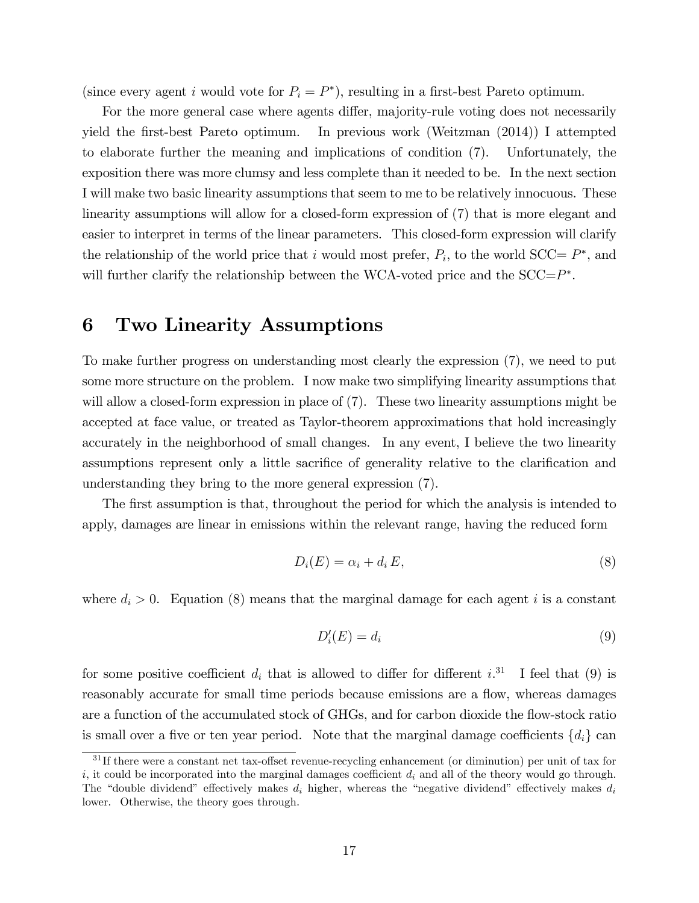(since every agent $i$ would vote for $P_i = P^*$), resulting in a first-best Pareto optimum.

For the more general case where agents differ, majority-rule voting does not necessarily yield the first-best Pareto optimum. In previous work (Weitzman (2014)) I attempted to elaborate further the meaning and implications of condition (7). Unfortunately, the exposition there was more clumsy and less complete than it needed to be. In the next section I will make two basic linearity assumptions that seem to me to be relatively innocuous. These linearity assumptions will allow for a closed-form expression of (7) that is more elegant and easier to interpret in terms of the linear parameters. This closed-form expression will clarify the relationship of the world price that $i$ would most prefer, $P_i$, to the world SCC$= P^*$, and will further clarify the relationship between the WCA-voted price and the SCC$=P^*$.

# 6 Two Linearity Assumptions

To make further progress on understanding most clearly the expression (7), we need to put some more structure on the problem. I now make two simplifying linearity assumptions that will allow a closed-form expression in place of (7). These two linearity assumptions might be accepted at face value, or treated as Taylor-theorem approximations that hold increasingly accurately in the neighborhood of small changes. In any event, I believe the two linearity assumptions represent only a little sacrifice of generality relative to the clarification and understanding they bring to the more general expression (7).

The first assumption is that, throughout the period for which the analysis is intended to apply, damages are linear in emissions within the relevant range, having the reduced form

$$D_i(E) = \alpha_i + d_i\, E, \tag{8}$$

where $d_i > 0$. Equation (8) means that the marginal damage for each agent $i$ is a constant

$$D_i'(E) = d_i \tag{9}$$

for some positive coefficient $d_i$ that is allowed to differ for different $i$.[31] I feel that (9) is reasonably accurate for small time periods because emissions are a flow, whereas damages are a function of the accumulated stock of GHGs, and for carbon dioxide the flow-stock ratio is small over a five or ten year period. Note that the marginal damage coefficients $\{d_i\}$ can

[31] If there were a constant net tax-offset revenue-recycling enhancement (or diminution) per unit of tax for $i$, it could be incorporated into the marginal damages coefficient $d_i$ and all of the theory would go through. The "double dividend" effectively makes $d_i$ higher, whereas the "negative dividend" effectively makes $d_i$ lower. Otherwise, the theory goes through.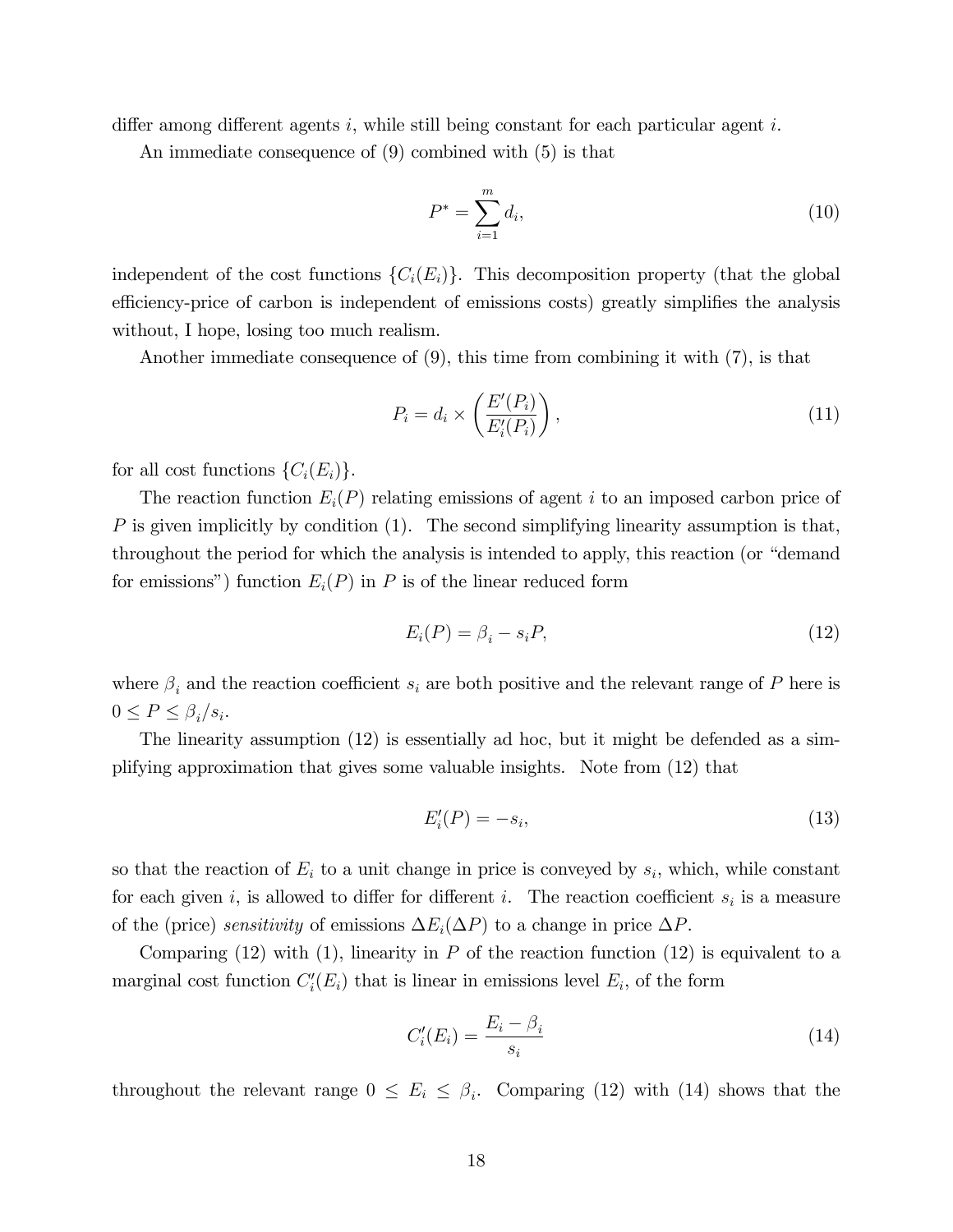differ among different agents $i$, while still being constant for each particular agent $i$.

An immediate consequence of (9) combined with (5) is that

$$P^* = \sum_{i=1}^{m} d_i, \tag{10}$$

independent of the cost functions $\{C_i(E_i)\}$. This decomposition property (that the global efficiency-price of carbon is independent of emissions costs) greatly simplifies the analysis without, I hope, losing too much realism.

Another immediate consequence of (9), this time from combining it with (7), is that

$$P_i = d_i \times \left( \frac{E'(P_i)}{E'_i(P_i)} \right), \tag{11}$$

for all cost functions $\{C_i(E_i)\}$.

The reaction function $E_i(P)$ relating emissions of agent $i$ to an imposed carbon price of $P$ is given implicitly by condition (1). The second simplifying linearity assumption is that, throughout the period for which the analysis is intended to apply, this reaction (or "demand for emissions") function $E_i(P)$ in $P$ is of the linear reduced form

$$E_i(P) = \beta_i - s_i P, \tag{12}$$

where $\beta_i$ and the reaction coefficient $s_i$ are both positive and the relevant range of $P$ here is $0 \leq P \leq \beta_i / s_i$.

The linearity assumption (12) is essentially ad hoc, but it might be defended as a simplifying approximation that gives some valuable insights. Note from (12) that

$$E'_i(P) = -s_i, \tag{13}$$

so that the reaction of $E_i$ to a unit change in price is conveyed by $s_i$, which, while constant for each given $i$, is allowed to differ for different $i$. The reaction coefficient $s_i$ is a measure of the (price) *sensitivity* of emissions $\Delta E_i(\Delta P)$ to a change in price $\Delta P$.

Comparing (12) with (1), linearity in $P$ of the reaction function (12) is equivalent to a marginal cost function $C'_i(E_i)$ that is linear in emissions level $E_i$, of the form

$$C'_i(E_i) = \frac{E_i - \beta_i}{s_i} \tag{14}$$

throughout the relevant range $0 \leq E_i \leq \beta_i$. Comparing (12) with (14) shows that the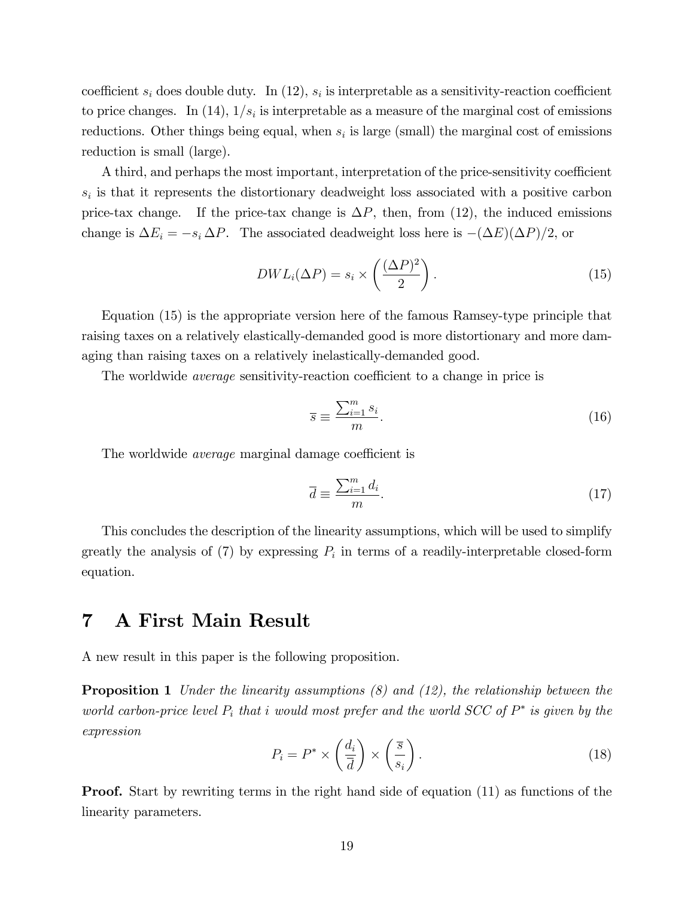coefficient $s_i$ does double duty. In (12), $s_i$ is interpretable as a sensitivity-reaction coefficient to price changes. In (14), $1/s_i$ is interpretable as a measure of the marginal cost of emissions reductions. Other things being equal, when $s_i$ is large (small) the marginal cost of emissions reduction is small (large).

A third, and perhaps the most important, interpretation of the price-sensitivity coefficient $s_i$ is that it represents the distortionary deadweight loss associated with a positive carbon price-tax change. If the price-tax change is $\Delta P$, then, from (12), the induced emissions change is $\Delta E_i = -s_i \, \Delta P$. The associated deadweight loss here is $-(\Delta E)(\Delta P)/2$, or

$$DWL_i(\Delta P) = s_i \times \left( \frac{(\Delta P)^2}{2} \right). \tag{15}$$

Equation (15) is the appropriate version here of the famous Ramsey-type principle that raising taxes on a relatively elastically-demanded good is more distortionary and more damaging than raising taxes on a relatively inelastically-demanded good.

The worldwide *average* sensitivity-reaction coefficient to a change in price is

$$\overline{s} \equiv \frac{\sum_{i=1}^{m} s_i}{m}. \tag{16}$$

The worldwide *average* marginal damage coefficient is

$$\overline{d} \equiv \frac{\sum_{i=1}^{m} d_i}{m}. \tag{17}$$

This concludes the description of the linearity assumptions, which will be used to simplify greatly the analysis of (7) by expressing $P_i$ in terms of a readily-interpretable closed-form equation.

# 7 A First Main Result

A new result in this paper is the following proposition.

**Proposition 1** *Under the linearity assumptions (8) and (12), the relationship between the world carbon-price level $P_i$ that $i$ would most prefer and the world SCC of $P^*$ is given by the expression*

$$P_i = P^* \times \left( \frac{d_i}{\overline{d}} \right) \times \left( \frac{\overline{s}}{s_i} \right). \tag{18}$$

**Proof.** Start by rewriting terms in the right hand side of equation (11) as functions of the linearity parameters.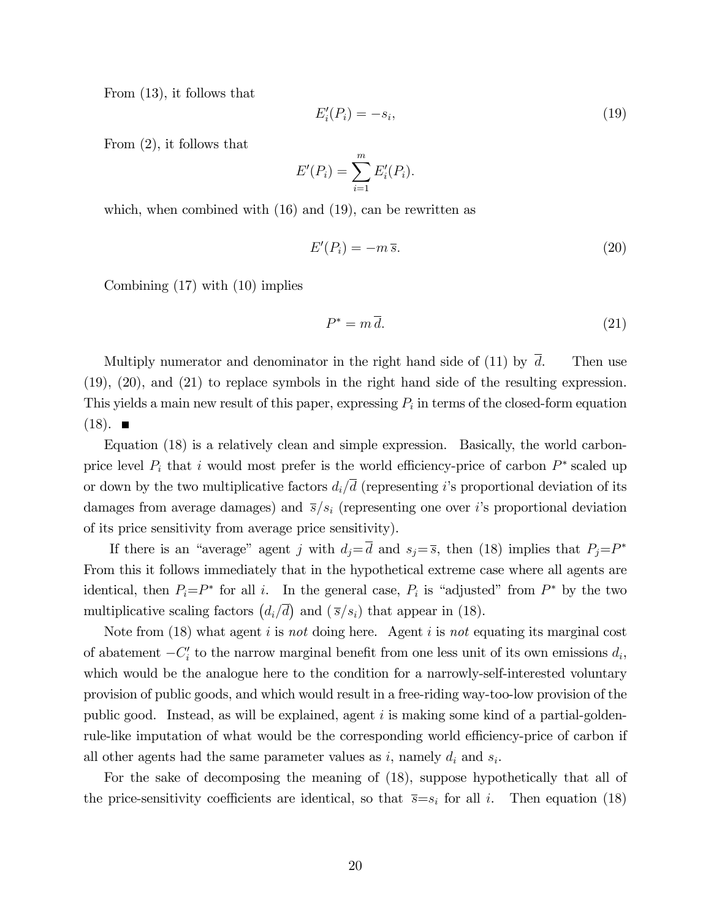From (13), it follows that

$$E_i'(P_i) = -s_i, \tag{19}$$

From (2), it follows that

$$E'(P_i) = \sum_{i=1}^{m} E_i'(P_i).$$

which, when combined with (16) and (19), can be rewritten as

$$E'(P_i) = -m\,\overline{s}. \tag{20}$$

Combining (17) with (10) implies

$$P^* = m\,\overline{d}. \tag{21}$$

Multiply numerator and denominator in the right hand side of (11) by $\overline{d}$. Then use (19), (20), and (21) to replace symbols in the right hand side of the resulting expression. This yields a main new result of this paper, expressing $P_i$ in terms of the closed-form equation (18). ■

Equation (18) is a relatively clean and simple expression. Basically, the world carbon-price level $P_i$ that $i$ would most prefer is the world efficiency-price of carbon $P^*$ scaled up or down by the two multiplicative factors $d_i/\overline{d}$ (representing $i$'s proportional deviation of its damages from average damages) and $\overline{s}/s_i$ (representing one over $i$'s proportional deviation of its price sensitivity from average price sensitivity).

If there is an "average" agent $j$ with $d_j = \overline{d}$ and $s_j = \overline{s}$, then (18) implies that $P_j = P^*$ From this it follows immediately that in the hypothetical extreme case where all agents are identical, then $P_i = P^*$ for all $i$. In the general case, $P_i$ is "adjusted" from $P^*$ by the two multiplicative scaling factors $\left(d_i/\overline{d}\right)$ and $\left(\overline{s}/s_i\right)$ that appear in (18).

Note from (18) what agent $i$ is *not* doing here. Agent $i$ is *not* equating its marginal cost of abatement $-C_i'$ to the narrow marginal benefit from one less unit of its own emissions $d_i$, which would be the analogue here to the condition for a narrowly-self-interested voluntary provision of public goods, and which would result in a free-riding way-too-low provision of the public good. Instead, as will be explained, agent $i$ is making some kind of a partial-golden-rule-like imputation of what would be the corresponding world efficiency-price of carbon if all other agents had the same parameter values as $i$, namely $d_i$ and $s_i$.

For the sake of decomposing the meaning of (18), suppose hypothetically that all of the price-sensitivity coefficients are identical, so that $\overline{s} = s_i$ for all $i$. Then equation (18)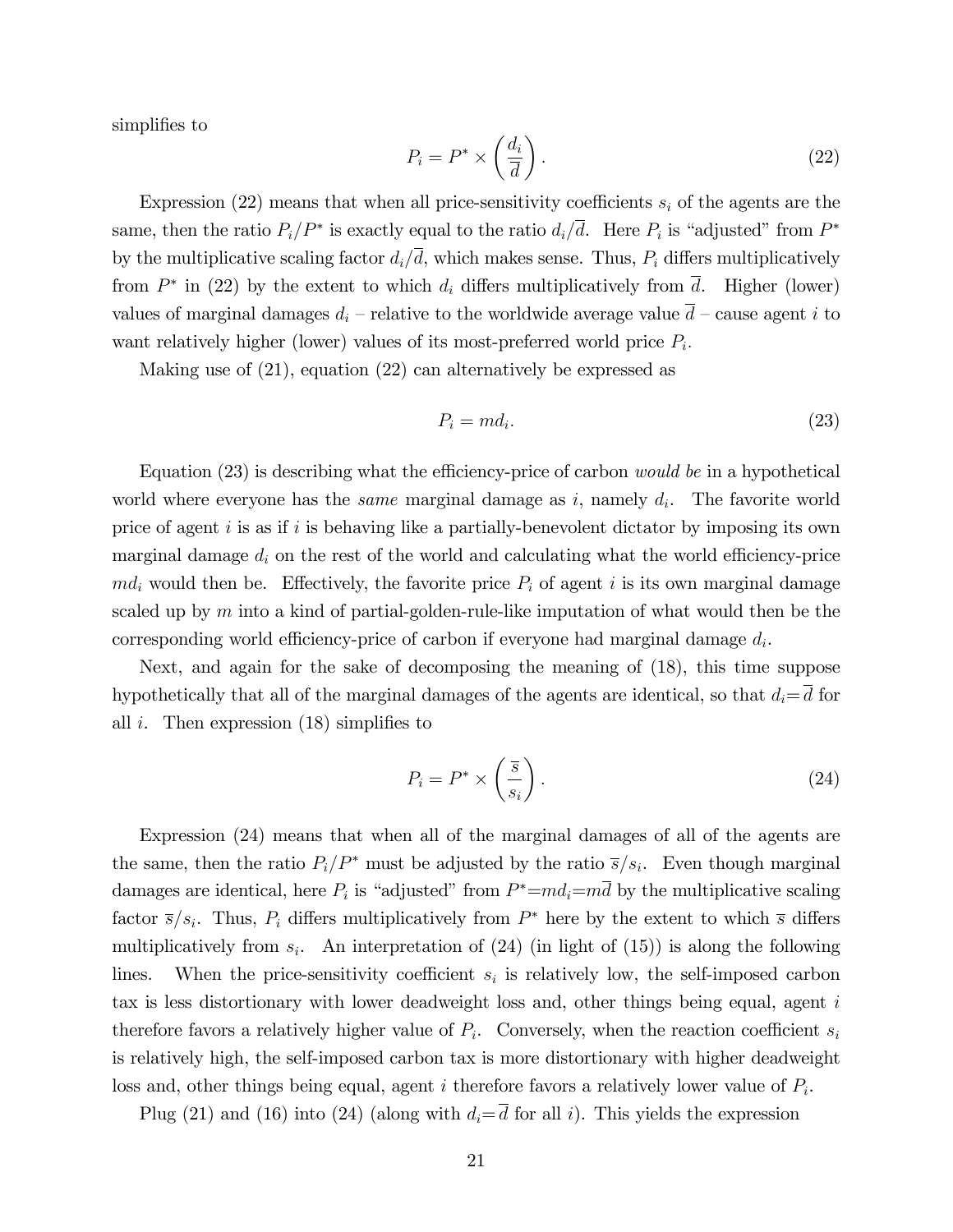simplifies to

$$P_i = P^* \times \left( \frac{d_i}{\overline{d}} \right). \tag{22}$$

Expression (22) means that when all price-sensitivity coefficients $s_i$ of the agents are the same, then the ratio $P_i/P^*$ is exactly equal to the ratio $d_i/\overline{d}$. Here $P_i$ is "adjusted" from $P^*$ by the multiplicative scaling factor $d_i/\overline{d}$, which makes sense. Thus, $P_i$ differs multiplicatively from $P^*$ in (22) by the extent to which $d_i$ differs multiplicatively from $\overline{d}$. Higher (lower) values of marginal damages $d_i$ – relative to the worldwide average value $\overline{d}$ – cause agent $i$ to want relatively higher (lower) values of its most-preferred world price $P_i$.

Making use of (21), equation (22) can alternatively be expressed as

$$P_i = md_i. \tag{23}$$

Equation (23) is describing what the efficiency-price of carbon *would be* in a hypothetical world where everyone has the *same* marginal damage as $i$, namely $d_i$. The favorite world price of agent $i$ is as if $i$ is behaving like a partially-benevolent dictator by imposing its own marginal damage $d_i$ on the rest of the world and calculating what the world efficiency-price $md_i$ would then be. Effectively, the favorite price $P_i$ of agent $i$ is its own marginal damage scaled up by $m$ into a kind of partial-golden-rule-like imputation of what would then be the corresponding world efficiency-price of carbon if everyone had marginal damage $d_i$.

Next, and again for the sake of decomposing the meaning of (18), this time suppose hypothetically that all of the marginal damages of the agents are identical, so that $d_i = \overline{d}$ for all $i$. Then expression (18) simplifies to

$$P_i = P^* \times \left( \frac{\overline{s}}{s_i} \right). \tag{24}$$

Expression (24) means that when all of the marginal damages of all of the agents are the same, then the ratio $P_i/P^*$ must be adjusted by the ratio $\overline{s}/s_i$. Even though marginal damages are identical, here $P_i$ is "adjusted" from $P^* = md_i = m\overline{d}$ by the multiplicative scaling factor $\overline{s}/s_i$. Thus, $P_i$ differs multiplicatively from $P^*$ here by the extent to which $\overline{s}$ differs multiplicatively from $s_i$. An interpretation of (24) (in light of (15)) is along the following lines. When the price-sensitivity coefficient $s_i$ is relatively low, the self-imposed carbon tax is less distortionary with lower deadweight loss and, other things being equal, agent $i$ therefore favors a relatively higher value of $P_i$. Conversely, when the reaction coefficient $s_i$ is relatively high, the self-imposed carbon tax is more distortionary with higher deadweight loss and, other things being equal, agent $i$ therefore favors a relatively lower value of $P_i$.

Plug (21) and (16) into (24) (along with $d_i = \overline{d}$ for all $i$). This yields the expression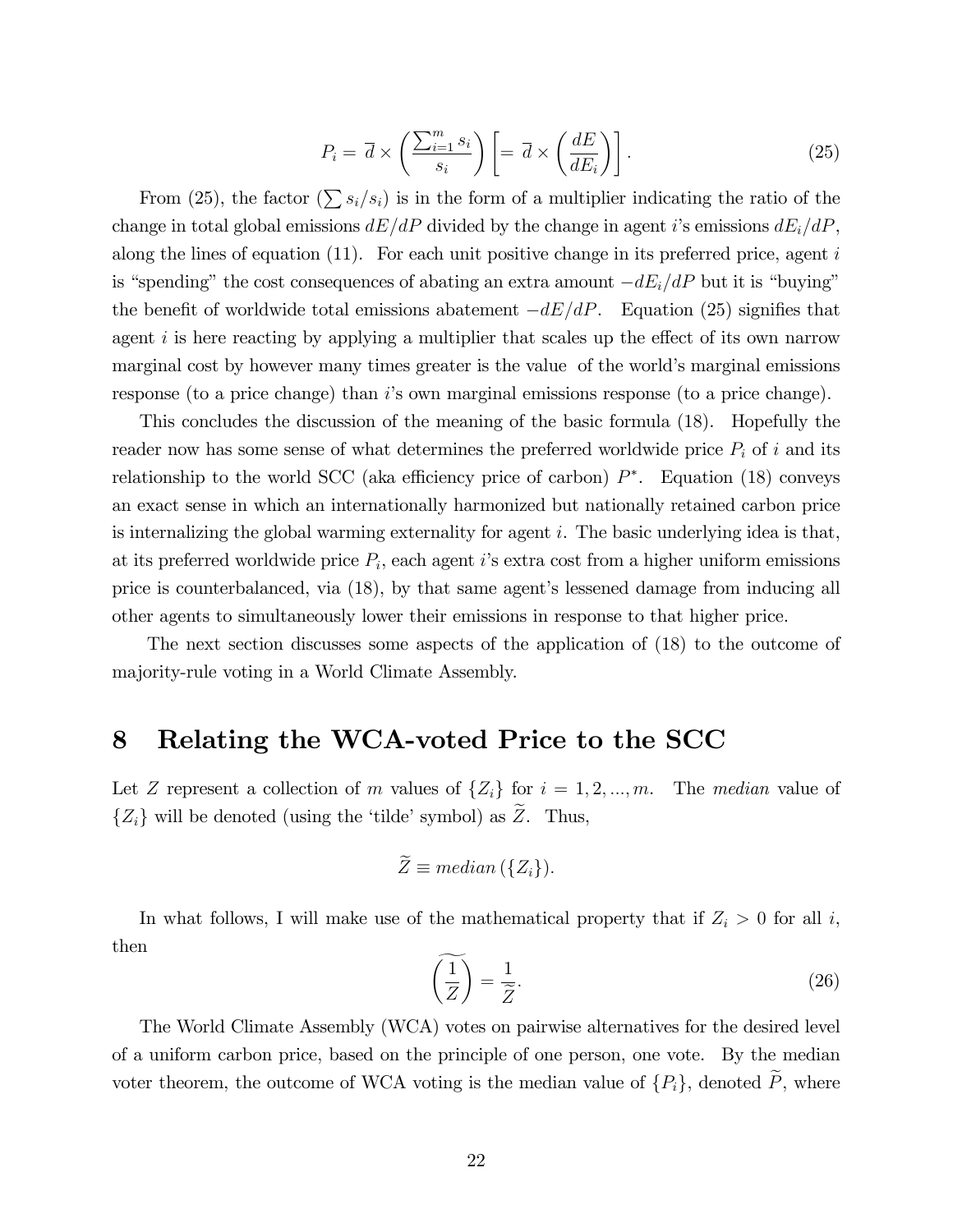$$P_i = \overline{d} \times \left( \frac{\sum_{i=1}^{m} s_i}{s_i} \right) \left[ = \overline{d} \times \left( \frac{dE}{dE_i} \right) \right]. \tag{25}$$

From (25), the factor $(\sum s_i / s_i)$ is in the form of a multiplier indicating the ratio of the change in total global emissions $dE/dP$ divided by the change in agent $i$'s emissions $dE_i/dP$, along the lines of equation (11). For each unit positive change in its preferred price, agent $i$ is "spending" the cost consequences of abating an extra amount $-dE_i/dP$ but it is "buying" the benefit of worldwide total emissions abatement $-dE/dP$. Equation (25) signifies that agent $i$ is here reacting by applying a multiplier that scales up the effect of its own narrow marginal cost by however many times greater is the value of the world's marginal emissions response (to a price change) than $i$'s own marginal emissions response (to a price change).

This concludes the discussion of the meaning of the basic formula (18). Hopefully the reader now has some sense of what determines the preferred worldwide price $P_i$ of $i$ and its relationship to the world SCC (aka efficiency price of carbon) $P^*$. Equation (18) conveys an exact sense in which an internationally harmonized but nationally retained carbon price is internalizing the global warming externality for agent $i$. The basic underlying idea is that, at its preferred worldwide price $P_i$, each agent $i$'s extra cost from a higher uniform emissions price is counterbalanced, via (18), by that same agent's lessened damage from inducing all other agents to simultaneously lower their emissions in response to that higher price.

The next section discusses some aspects of the application of (18) to the outcome of majority-rule voting in a World Climate Assembly.

# 8 Relating the WCA-voted Price to the SCC

Let $Z$ represent a collection of $m$ values of $\{Z_i\}$ for $i = 1, 2, ..., m$. The *median* value of $\{Z_i\}$ will be denoted (using the 'tilde' symbol) as $\widetilde{Z}$. Thus,

$$\widetilde{Z} \equiv median\,(\{Z_i\}).$$

In what follows, I will make use of the mathematical property that if $Z_i > 0$ for all $i$, then

$$\widetilde{\left( \frac{1}{Z} \right)} = \frac{1}{\widetilde{Z}}. \tag{26}$$

The World Climate Assembly (WCA) votes on pairwise alternatives for the desired level of a uniform carbon price, based on the principle of one person, one vote. By the median voter theorem, the outcome of WCA voting is the median value of $\{P_i\}$, denoted $\widetilde{P}$, where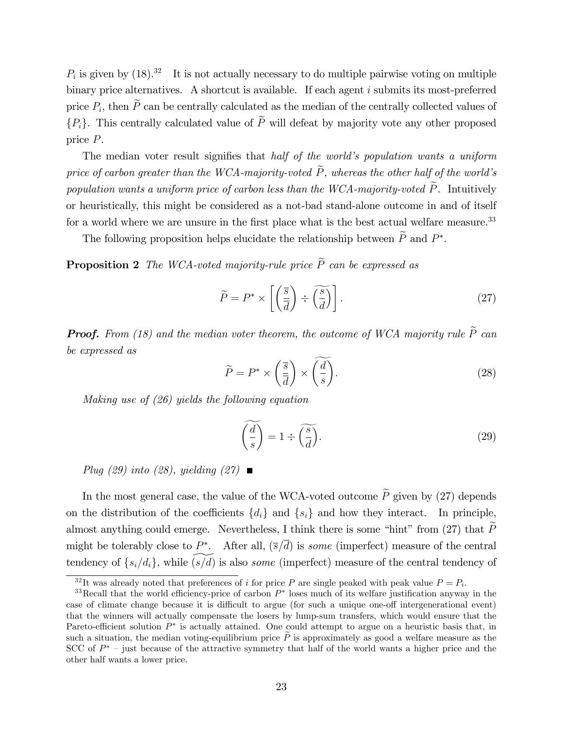$P_i$ is given by (18).[32] It is not actually necessary to do multiple pairwise voting on multiple binary price alternatives. A shortcut is available. If each agent $i$ submits its most-preferred price $P_i$, then $\widetilde{P}$ can be centrally calculated as the median of the centrally collected values of $\{P_i\}$. This centrally calculated value of $\widetilde{P}$ will defeat by majority vote any other proposed price $P$.

The median voter result signifies that *half of the world's population wants a uniform price of carbon greater than the WCA-majority-voted $\widetilde{P}$, whereas the other half of the world's population wants a uniform price of carbon less than the WCA-majority-voted $\widetilde{P}$.* Intuitively or heuristically, this might be considered as a not-bad stand-alone outcome in and of itself for a world where we are unsure in the first place what is the best actual welfare measure.[33]

The following proposition helps elucidate the relationship between $\widetilde{P}$ and $P^*$.

**Proposition 2** *The WCA-voted majority-rule price $\widetilde{P}$ can be expressed as*

$$\widetilde{P} = P^* \times \left[ \left( \frac{\overline{s}}{\overline{d}} \right) \div \widetilde{\left( \frac{s}{d} \right)} \right]. \tag{27}$$

***Proof.*** *From (18) and the median voter theorem, the outcome of WCA majority rule $\widetilde{P}$ can be expressed as*

$$\widetilde{P} = P^* \times \left( \frac{\overline{s}}{\overline{d}} \right) \times \widetilde{\left( \frac{d}{s} \right)}. \tag{28}$$

*Making use of (26) yields the following equation*

$$\widetilde{\left( \frac{d}{s} \right)} = 1 \div \widetilde{\left( \frac{s}{d} \right)}. \tag{29}$$

*Plug (29) into (28), yielding (27)* ■

In the most general case, the value of the WCA-voted outcome $\widetilde{P}$ given by (27) depends on the distribution of the coefficients $\{d_i\}$ and $\{s_i\}$ and how they interact. In principle, almost anything could emerge. Nevertheless, I think there is some "hint" from (27) that $\widetilde{P}$ might be tolerably close to $P^*$. After all, $(\overline{s}/\overline{d})$ is *some* (imperfect) measure of the central tendency of $\{s_i/d_i\}$, while $\widetilde{(s/d)}$ is also *some* (imperfect) measure of the central tendency of

[32] It was already noted that preferences of $i$ for price $P$ are single peaked with peak value $P = P_i$.

[33] Recall that the world efficiency-price of carbon $P^*$ loses much of its welfare justification anyway in the case of climate change because it is difficult to argue (for such a unique one-off intergenerational event) that the winners will actually compensate the losers by lump-sum transfers, which would ensure that the Pareto-efficient solution $P^*$ is actually attained. One could attempt to argue on a heuristic basis that, in such a situation, the median voting-equilibrium price $\widetilde{P}$ is approximately as good a welfare measure as the SCC of $P^*$ – just because of the attractive symmetry that half of the world wants a higher price and the other half wants a lower price.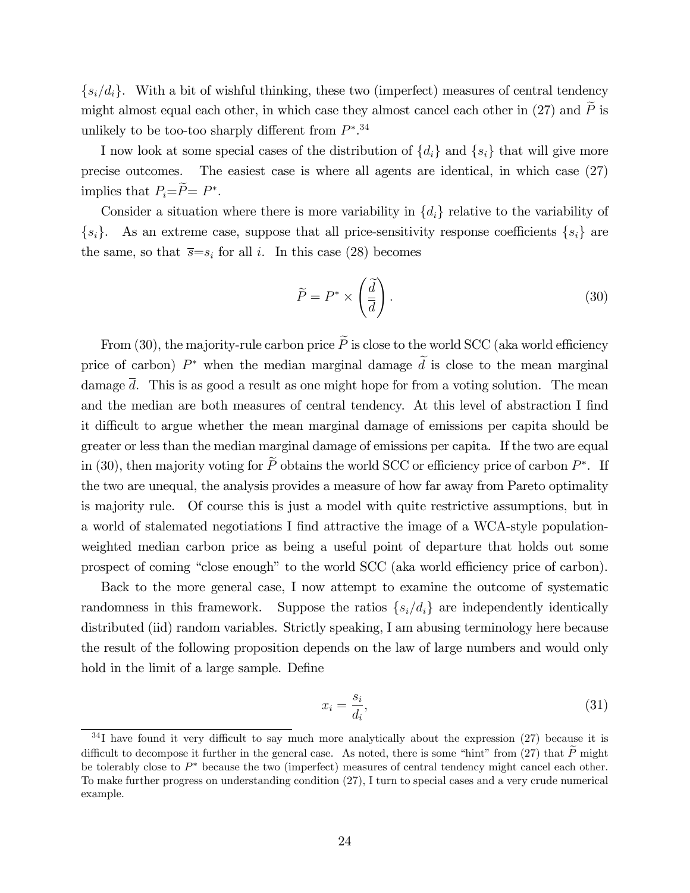$\{s_i/d_i\}$. With a bit of wishful thinking, these two (imperfect) measures of central tendency might almost equal each other, in which case they almost cancel each other in (27) and $\widetilde{P}$ is unlikely to be too-too sharply different from $P^*$.[34]

I now look at some special cases of the distribution of $\{d_i\}$ and $\{s_i\}$ that will give more precise outcomes. The easiest case is where all agents are identical, in which case (27) implies that $P_i$=$\widetilde{P}$= $P^*$.

Consider a situation where there is more variability in $\{d_i\}$ relative to the variability of $\{s_i\}$. As an extreme case, suppose that all price-sensitivity response coefficients $\{s_i\}$ are the same, so that $\overline{s}$=$s_i$ for all $i$. In this case (28) becomes

$$\widetilde{P} = P^* \times \left( \frac{\widetilde{d}}{\overline{\overline{d}}} \right). \tag{30}$$

From (30), the majority-rule carbon price $\widetilde{P}$ is close to the world SCC (aka world efficiency price of carbon) $P^*$ when the median marginal damage $\widetilde{d}$ is close to the mean marginal damage $\overline{d}$. This is as good a result as one might hope for from a voting solution. The mean and the median are both measures of central tendency. At this level of abstraction I find it difficult to argue whether the mean marginal damage of emissions per capita should be greater or less than the median marginal damage of emissions per capita. If the two are equal in (30), then majority voting for $\widetilde{P}$ obtains the world SCC or efficiency price of carbon $P^*$. If the two are unequal, the analysis provides a measure of how far away from Pareto optimality is majority rule. Of course this is just a model with quite restrictive assumptions, but in a world of stalemated negotiations I find attractive the image of a WCA-style population-weighted median carbon price as being a useful point of departure that holds out some prospect of coming "close enough" to the world SCC (aka world efficiency price of carbon).

Back to the more general case, I now attempt to examine the outcome of systematic randomness in this framework. Suppose the ratios $\{s_i/d_i\}$ are independently identically distributed (iid) random variables. Strictly speaking, I am abusing terminology here because the result of the following proposition depends on the law of large numbers and would only hold in the limit of a large sample. Define

$$x_i = \frac{s_i}{d_i}, \tag{31}$$

[34] I have found it very difficult to say much more analytically about the expression (27) because it is difficult to decompose it further in the general case. As noted, there is some "hint" from (27) that $\widetilde{P}$ might be tolerably close to $P^*$ because the two (imperfect) measures of central tendency might cancel each other. To make further progress on understanding condition (27), I turn to special cases and a very crude numerical example.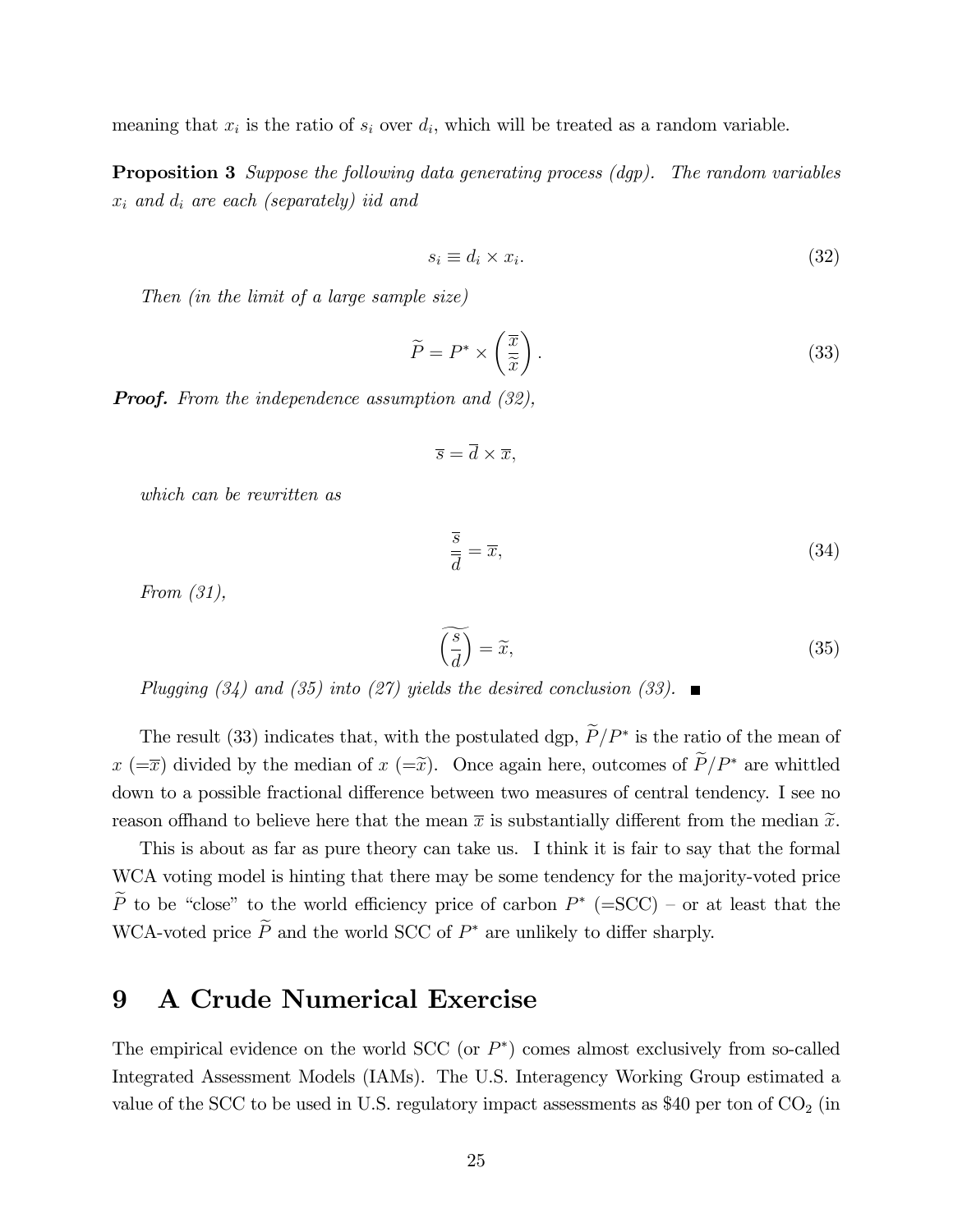meaning that $x_i$ is the ratio of $s_i$ over $d_i$, which will be treated as a random variable.

**Proposition 3** *Suppose the following data generating process (dgp). The random variables $x_i$ and $d_i$ are each (separately) iid and*

$$s_i \equiv d_i \times x_i. \tag{32}$$

*Then (in the limit of a large sample size)*

$$\widetilde{P} = P^* \times \left( \frac{\overline{x}}{\widetilde{x}} \right). \tag{33}$$

***Proof.*** *From the independence assumption and (32),*

$$\overline{s} = \overline{d} \times \overline{x},$$

*which can be rewritten as*

$$\frac{\overline{s}}{\overline{d}} = \overline{x}, \tag{34}$$

*From (31),*

$$\widetilde{\left( \frac{s}{d} \right)} = \widetilde{x}, \tag{35}$$

*Plugging (34) and (35) into (27) yields the desired conclusion (33).* ■

The result (33) indicates that, with the postulated dgp, $\widetilde{P}/P^*$ is the ratio of the mean of $x$ ($=\overline{x}$) divided by the median of $x$ ($=\widetilde{x}$). Once again here, outcomes of $\widetilde{P}/P^*$ are whittled down to a possible fractional difference between two measures of central tendency. I see no reason offhand to believe here that the mean $\overline{x}$ is substantially different from the median $\widetilde{x}$.

This is about as far as pure theory can take us. I think it is fair to say that the formal WCA voting model is hinting that there may be some tendency for the majority-voted price $\widetilde{P}$ to be "close" to the world efficiency price of carbon $P^*$ (=SCC) – or at least that the WCA-voted price $\widetilde{P}$ and the world SCC of $P^*$ are unlikely to differ sharply.

## 9 A Crude Numerical Exercise

The empirical evidence on the world SCC (or $P^*$) comes almost exclusively from so-called Integrated Assessment Models (IAMs). The U.S. Interagency Working Group estimated a value of the SCC to be used in U.S. regulatory impact assessments as \$40 per ton of $CO_2$ (in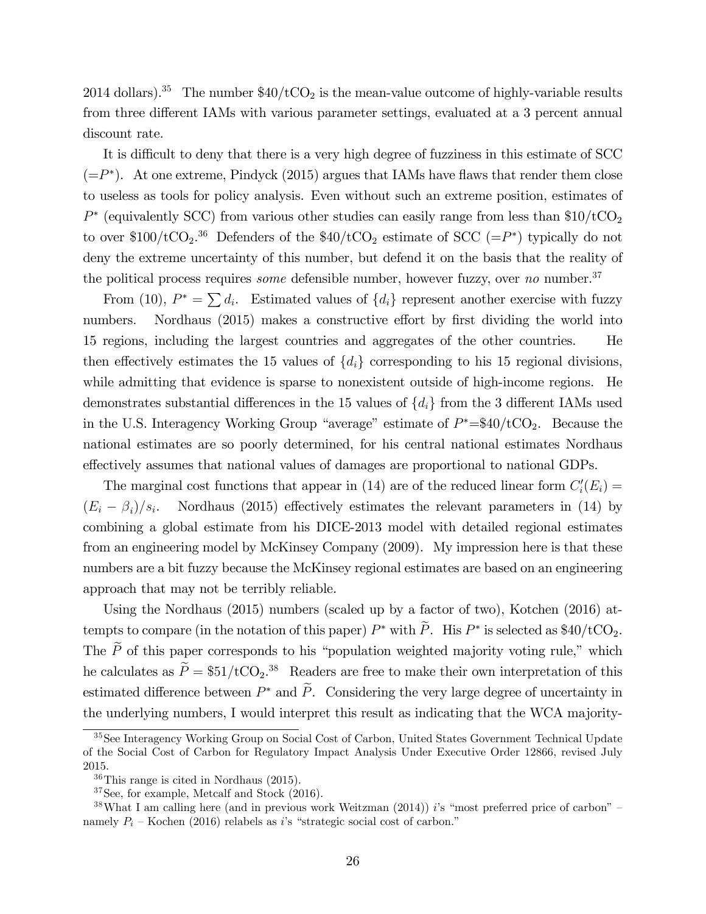2014 dollars).[35] The number $\$40/\text{tCO}_2$ is the mean-value outcome of highly-variable results from three different IAMs with various parameter settings, evaluated at a 3 percent annual discount rate.

It is difficult to deny that there is a very high degree of fuzziness in this estimate of SCC ($=P^*$). At one extreme, Pindyck (2015) argues that IAMs have flaws that render them close to useless as tools for policy analysis. Even without such an extreme position, estimates of $P^*$ (equivalently SCC) from various other studies can easily range from less than $\$10/\text{tCO}_2$ to over $\$100/\text{tCO}_2$.[36] Defenders of the $\$40/\text{tCO}_2$ estimate of SCC ($=P^*$) typically do not deny the extreme uncertainty of this number, but defend it on the basis that the reality of the political process requires *some* defensible number, however fuzzy, over *no* number.[37]

From (10), $P^* = \sum d_i$. Estimated values of $\{d_i\}$ represent another exercise with fuzzy numbers. Nordhaus (2015) makes a constructive effort by first dividing the world into 15 regions, including the largest countries and aggregates of the other countries. He then effectively estimates the 15 values of $\{d_i\}$ corresponding to his 15 regional divisions, while admitting that evidence is sparse to nonexistent outside of high-income regions. He demonstrates substantial differences in the 15 values of $\{d_i\}$ from the 3 different IAMs used in the U.S. Interagency Working Group "average" estimate of $P^*=\$40/\text{tCO}_2$. Because the national estimates are so poorly determined, for his central national estimates Nordhaus effectively assumes that national values of damages are proportional to national GDPs.

The marginal cost functions that appear in (14) are of the reduced linear form $C_i'(E_i) = (E_i - \beta_i)/s_i$. Nordhaus (2015) effectively estimates the relevant parameters in (14) by combining a global estimate from his DICE-2013 model with detailed regional estimates from an engineering model by McKinsey Company (2009). My impression here is that these numbers are a bit fuzzy because the McKinsey regional estimates are based on an engineering approach that may not be terribly reliable.

Using the Nordhaus (2015) numbers (scaled up by a factor of two), Kotchen (2016) attempts to compare (in the notation of this paper) $P^*$ with $\widetilde{P}$. His $P^*$ is selected as $\$40/\text{tCO}_2$. The $\widetilde{P}$ of this paper corresponds to his "population weighted majority voting rule," which he calculates as $\widetilde{P} = \$51/\text{tCO}_2$.[38] Readers are free to make their own interpretation of this estimated difference between $P^*$ and $\widetilde{P}$. Considering the very large degree of uncertainty in the underlying numbers, I would interpret this result as indicating that the WCA majority-

---

[35] See Interagency Working Group on Social Cost of Carbon, United States Government Technical Update of the Social Cost of Carbon for Regulatory Impact Analysis Under Executive Order 12866, revised July 2015.

[36] This range is cited in Nordhaus (2015).

[37] See, for example, Metcalf and Stock (2016).

[38] What I am calling here (and in previous work Weitzman (2014)) $i$'s "most preferred price of carbon" – namely $P_i$ – Kochen (2016) relabels as $i$'s "strategic social cost of carbon."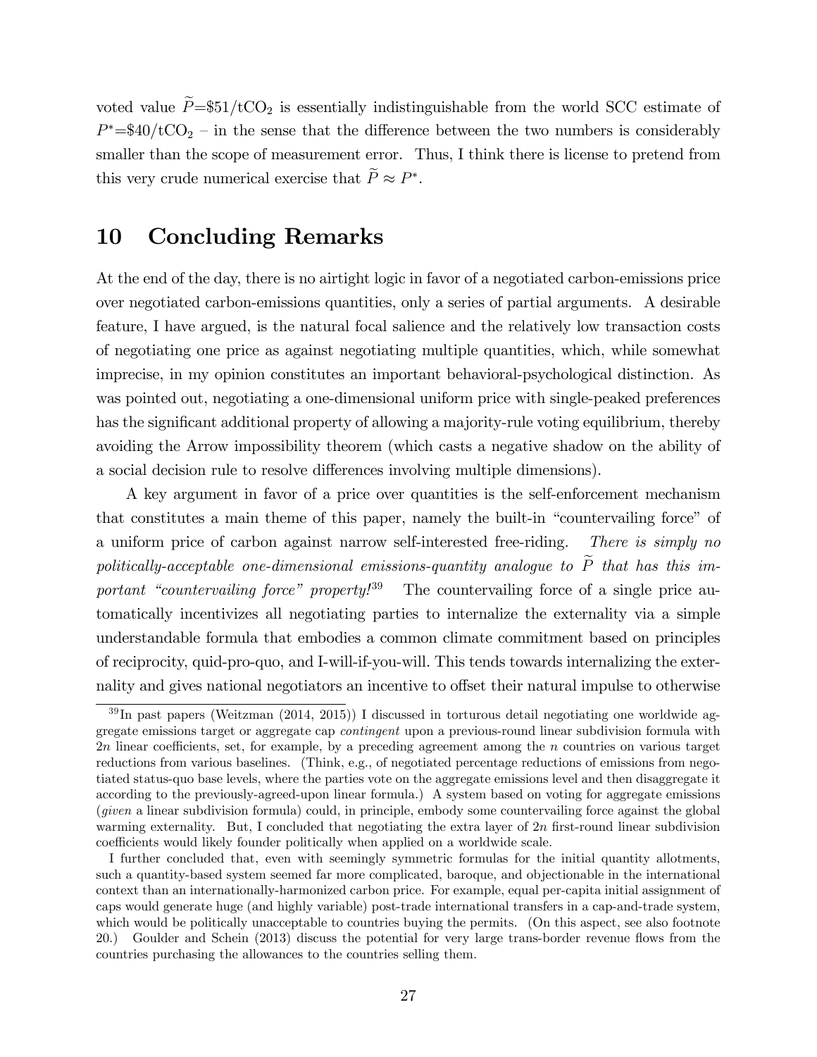voted value $\widetilde{P}$=\$51/t$CO_2$ is essentially indistinguishable from the world SCC estimate of $P^*$=\$40/t$CO_2$ – in the sense that the difference between the two numbers is considerably smaller than the scope of measurement error. Thus, I think there is license to pretend from this very crude numerical exercise that $\widetilde{P} \approx P^*$.

# 10 Concluding Remarks

At the end of the day, there is no airtight logic in favor of a negotiated carbon-emissions price over negotiated carbon-emissions quantities, only a series of partial arguments. A desirable feature, I have argued, is the natural focal salience and the relatively low transaction costs of negotiating one price as against negotiating multiple quantities, which, while somewhat imprecise, in my opinion constitutes an important behavioral-psychological distinction. As was pointed out, negotiating a one-dimensional uniform price with single-peaked preferences has the significant additional property of allowing a majority-rule voting equilibrium, thereby avoiding the Arrow impossibility theorem (which casts a negative shadow on the ability of a social decision rule to resolve differences involving multiple dimensions).

A key argument in favor of a price over quantities is the self-enforcement mechanism that constitutes a main theme of this paper, namely the built-in "countervailing force" of a uniform price of carbon against narrow self-interested free-riding. *There is simply no politically-acceptable one-dimensional emissions-quantity analogue to $\widetilde{P}$ that has this important "countervailing force" property!*[39] The countervailing force of a single price automatically incentivizes all negotiating parties to internalize the externality via a simple understandable formula that embodies a common climate commitment based on principles of reciprocity, quid-pro-quo, and I-will-if-you-will. This tends towards internalizing the externality and gives national negotiators an incentive to offset their natural impulse to otherwise

---

[39] In past papers (Weitzman (2014, 2015)) I discussed in torturous detail negotiating one worldwide aggregate emissions target or aggregate cap *contingent* upon a previous-round linear subdivision formula with $2n$ linear coefficients, set, for example, by a preceding agreement among the $n$ countries on various target reductions from various baselines. (Think, e.g., of negotiated percentage reductions of emissions from negotiated status-quo base levels, where the parties vote on the aggregate emissions level and then disaggregate it according to the previously-agreed-upon linear formula.) A system based on voting for aggregate emissions (*given* a linear subdivision formula) could, in principle, embody some countervailing force against the global warming externality. But, I concluded that negotiating the extra layer of $2n$ first-round linear subdivision coefficients would likely founder politically when applied on a worldwide scale.

I further concluded that, even with seemingly symmetric formulas for the initial quantity allotments, such a quantity-based system seemed far more complicated, baroque, and objectionable in the international context than an internationally-harmonized carbon price. For example, equal per-capita initial assignment of caps would generate huge (and highly variable) post-trade international transfers in a cap-and-trade system, which would be politically unacceptable to countries buying the permits. (On this aspect, see also footnote 20.) Goulder and Schein (2013) discuss the potential for very large trans-border revenue flows from the countries purchasing the allowances to the countries selling them.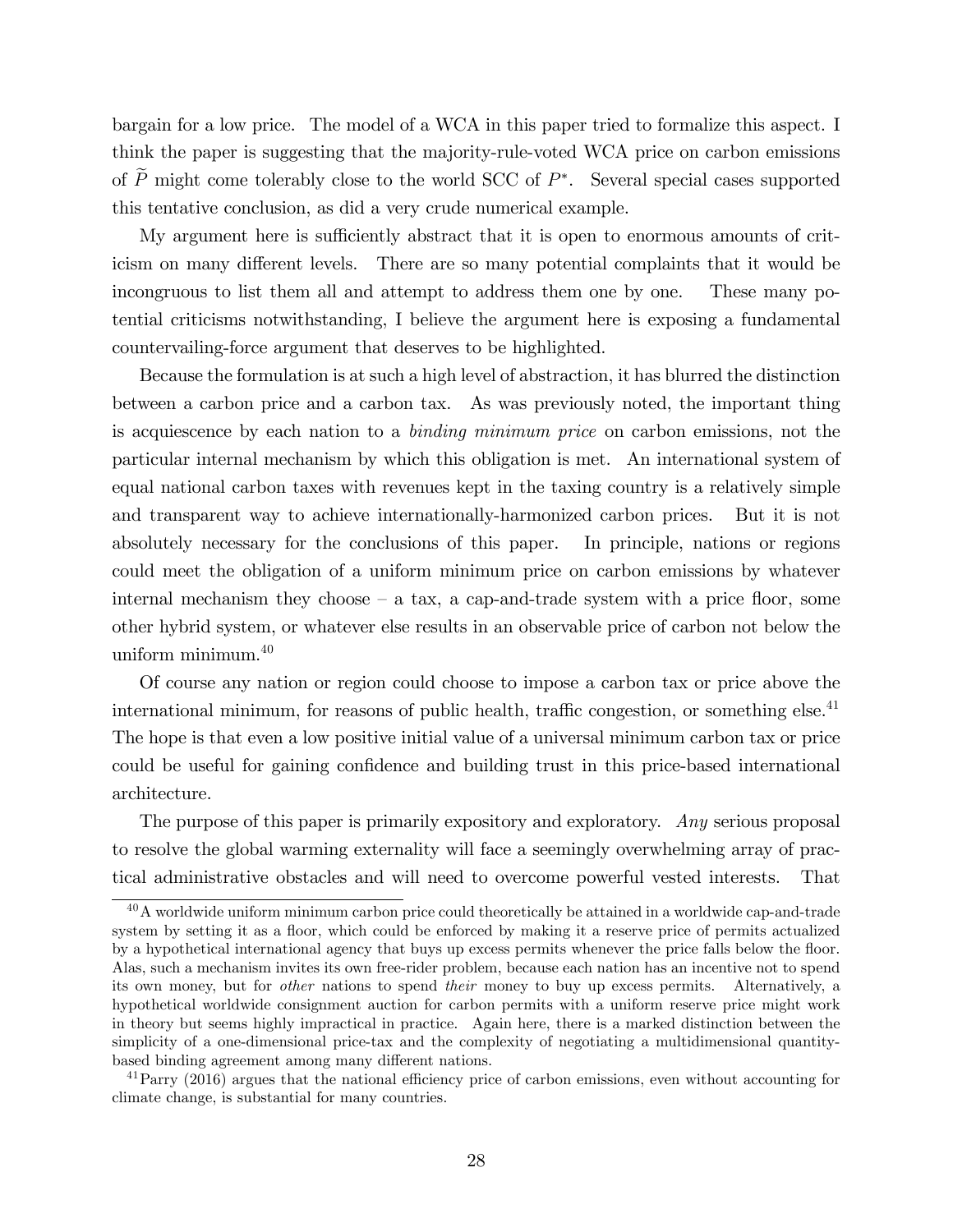bargain for a low price. The model of a WCA in this paper tried to formalize this aspect. I think the paper is suggesting that the majority-rule-voted WCA price on carbon emissions of $\widetilde{P}$ might come tolerably close to the world SCC of $P^*$. Several special cases supported this tentative conclusion, as did a very crude numerical example.

My argument here is sufficiently abstract that it is open to enormous amounts of criticism on many different levels. There are so many potential complaints that it would be incongruous to list them all and attempt to address them one by one. These many potential criticisms notwithstanding, I believe the argument here is exposing a fundamental countervailing-force argument that deserves to be highlighted.

Because the formulation is at such a high level of abstraction, it has blurred the distinction between a carbon price and a carbon tax. As was previously noted, the important thing is acquiescence by each nation to a *binding minimum price* on carbon emissions, not the particular internal mechanism by which this obligation is met. An international system of equal national carbon taxes with revenues kept in the taxing country is a relatively simple and transparent way to achieve internationally-harmonized carbon prices. But it is not absolutely necessary for the conclusions of this paper. In principle, nations or regions could meet the obligation of a uniform minimum price on carbon emissions by whatever internal mechanism they choose – a tax, a cap-and-trade system with a price floor, some other hybrid system, or whatever else results in an observable price of carbon not below the uniform minimum.[40]

Of course any nation or region could choose to impose a carbon tax or price above the international minimum, for reasons of public health, traffic congestion, or something else.[41] The hope is that even a low positive initial value of a universal minimum carbon tax or price could be useful for gaining confidence and building trust in this price-based international architecture.

The purpose of this paper is primarily expository and exploratory. *Any* serious proposal to resolve the global warming externality will face a seemingly overwhelming array of practical administrative obstacles and will need to overcome powerful vested interests. That

[40] A worldwide uniform minimum carbon price could theoretically be attained in a worldwide cap-and-trade system by setting it as a floor, which could be enforced by making it a reserve price of permits actualized by a hypothetical international agency that buys up excess permits whenever the price falls below the floor. Alas, such a mechanism invites its own free-rider problem, because each nation has an incentive not to spend its own money, but for *other* nations to spend *their* money to buy up excess permits. Alternatively, a hypothetical worldwide consignment auction for carbon permits with a uniform reserve price might work in theory but seems highly impractical in practice. Again here, there is a marked distinction between the simplicity of a one-dimensional price-tax and the complexity of negotiating a multidimensional quantity-based binding agreement among many different nations.

[41] Parry (2016) argues that the national efficiency price of carbon emissions, even without accounting for climate change, is substantial for many countries.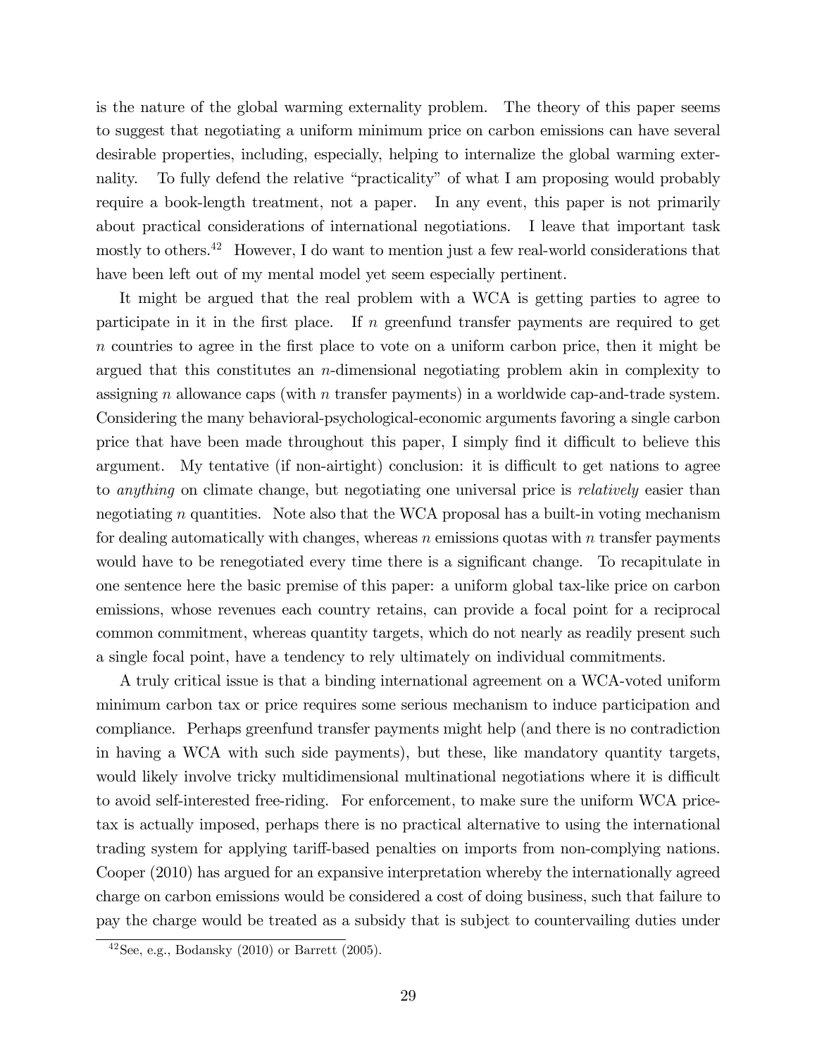is the nature of the global warming externality problem. The theory of this paper seems to suggest that negotiating a uniform minimum price on carbon emissions can have several desirable properties, including, especially, helping to internalize the global warming externality. To fully defend the relative "practicality" of what I am proposing would probably require a book-length treatment, not a paper. In any event, this paper is not primarily about practical considerations of international negotiations. I leave that important task mostly to others.[42] However, I do want to mention just a few real-world considerations that have been left out of my mental model yet seem especially pertinent.

It might be argued that the real problem with a WCA is getting parties to agree to participate in it in the first place. If $n$ greenfund transfer payments are required to get $n$ countries to agree in the first place to vote on a uniform carbon price, then it might be argued that this constitutes an $n$-dimensional negotiating problem akin in complexity to assigning $n$ allowance caps (with $n$ transfer payments) in a worldwide cap-and-trade system. Considering the many behavioral-psychological-economic arguments favoring a single carbon price that have been made throughout this paper, I simply find it difficult to believe this argument. My tentative (if non-airtight) conclusion: it is difficult to get nations to agree to *anything* on climate change, but negotiating one universal price is *relatively* easier than negotiating $n$ quantities. Note also that the WCA proposal has a built-in voting mechanism for dealing automatically with changes, whereas $n$ emissions quotas with $n$ transfer payments would have to be renegotiated every time there is a significant change. To recapitulate in one sentence here the basic premise of this paper: a uniform global tax-like price on carbon emissions, whose revenues each country retains, can provide a focal point for a reciprocal common commitment, whereas quantity targets, which do not nearly as readily present such a single focal point, have a tendency to rely ultimately on individual commitments.

A truly critical issue is that a binding international agreement on a WCA-voted uniform minimum carbon tax or price requires some serious mechanism to induce participation and compliance. Perhaps greenfund transfer payments might help (and there is no contradiction in having a WCA with such side payments), but these, like mandatory quantity targets, would likely involve tricky multidimensional multinational negotiations where it is difficult to avoid self-interested free-riding. For enforcement, to make sure the uniform WCA price-tax is actually imposed, perhaps there is no practical alternative to using the international trading system for applying tariff-based penalties on imports from non-complying nations. Cooper (2010) has argued for an expansive interpretation whereby the internationally agreed charge on carbon emissions would be considered a cost of doing business, such that failure to pay the charge would be treated as a subsidy that is subject to countervailing duties under

[42] See, e.g., Bodansky (2010) or Barrett (2005).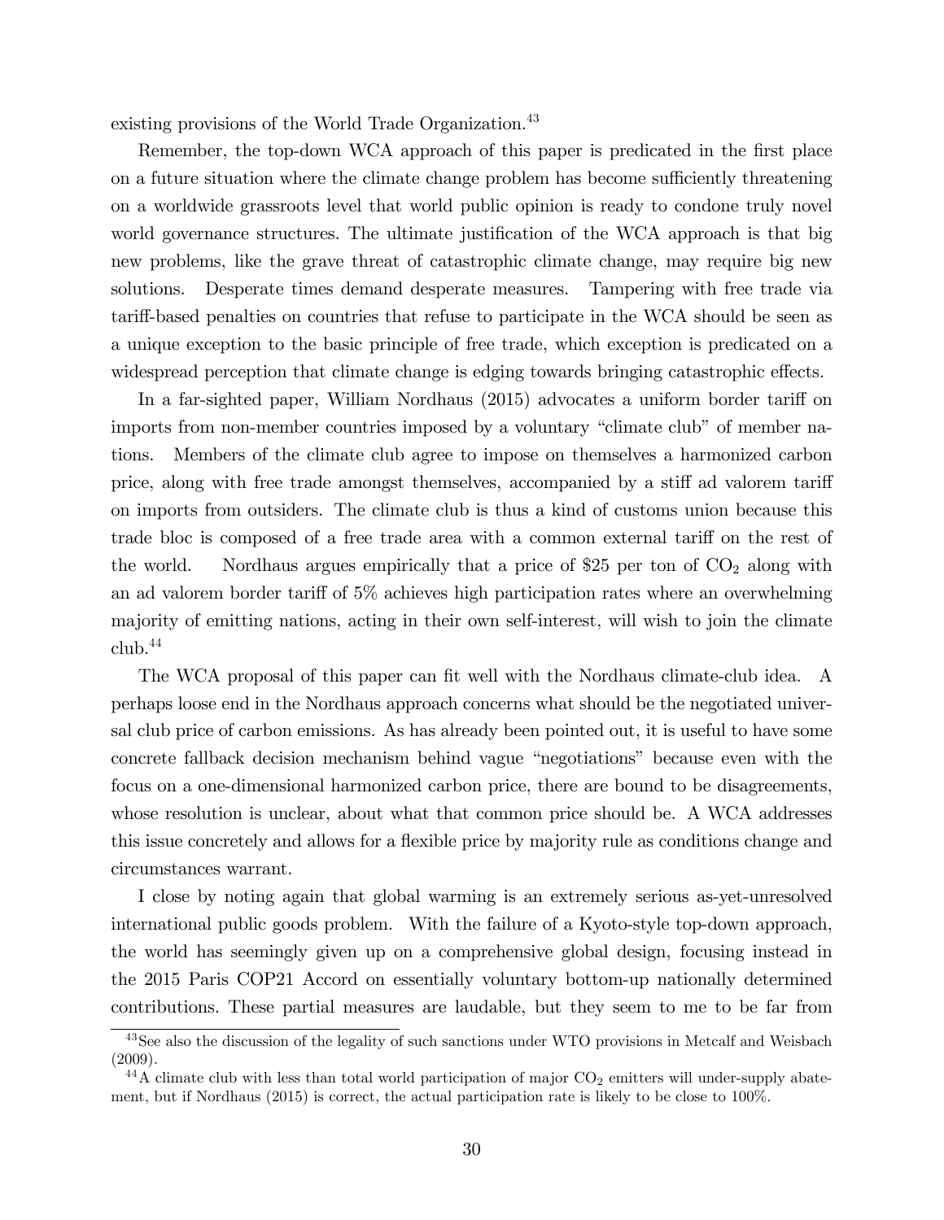existing provisions of the World Trade Organization.[43]

Remember, the top-down WCA approach of this paper is predicated in the first place on a future situation where the climate change problem has become sufficiently threatening on a worldwide grassroots level that world public opinion is ready to condone truly novel world governance structures. The ultimate justification of the WCA approach is that big new problems, like the grave threat of catastrophic climate change, may require big new solutions. Desperate times demand desperate measures. Tampering with free trade via tariff-based penalties on countries that refuse to participate in the WCA should be seen as a unique exception to the basic principle of free trade, which exception is predicated on a widespread perception that climate change is edging towards bringing catastrophic effects.

In a far-sighted paper, William Nordhaus (2015) advocates a uniform border tariff on imports from non-member countries imposed by a voluntary "climate club" of member nations. Members of the climate club agree to impose on themselves a harmonized carbon price, along with free trade amongst themselves, accompanied by a stiff ad valorem tariff on imports from outsiders. The climate club is thus a kind of customs union because this trade bloc is composed of a free trade area with a common external tariff on the rest of the world. Nordhaus argues empirically that a price of \$25 per ton of $CO_2$ along with an ad valorem border tariff of 5% achieves high participation rates where an overwhelming majority of emitting nations, acting in their own self-interest, will wish to join the climate club.[44]

The WCA proposal of this paper can fit well with the Nordhaus climate-club idea. A perhaps loose end in the Nordhaus approach concerns what should be the negotiated universal club price of carbon emissions. As has already been pointed out, it is useful to have some concrete fallback decision mechanism behind vague "negotiations" because even with the focus on a one-dimensional harmonized carbon price, there are bound to be disagreements, whose resolution is unclear, about what that common price should be. A WCA addresses this issue concretely and allows for a flexible price by majority rule as conditions change and circumstances warrant.

I close by noting again that global warming is an extremely serious as-yet-unresolved international public goods problem. With the failure of a Kyoto-style top-down approach, the world has seemingly given up on a comprehensive global design, focusing instead in the 2015 Paris COP21 Accord on essentially voluntary bottom-up nationally determined contributions. These partial measures are laudable, but they seem to me to be far from

---

[43] See also the discussion of the legality of such sanctions under WTO provisions in Metcalf and Weisbach (2009).

[44] A climate club with less than total world participation of major $CO_2$ emitters will under-supply abatement, but if Nordhaus (2015) is correct, the actual participation rate is likely to be close to 100%.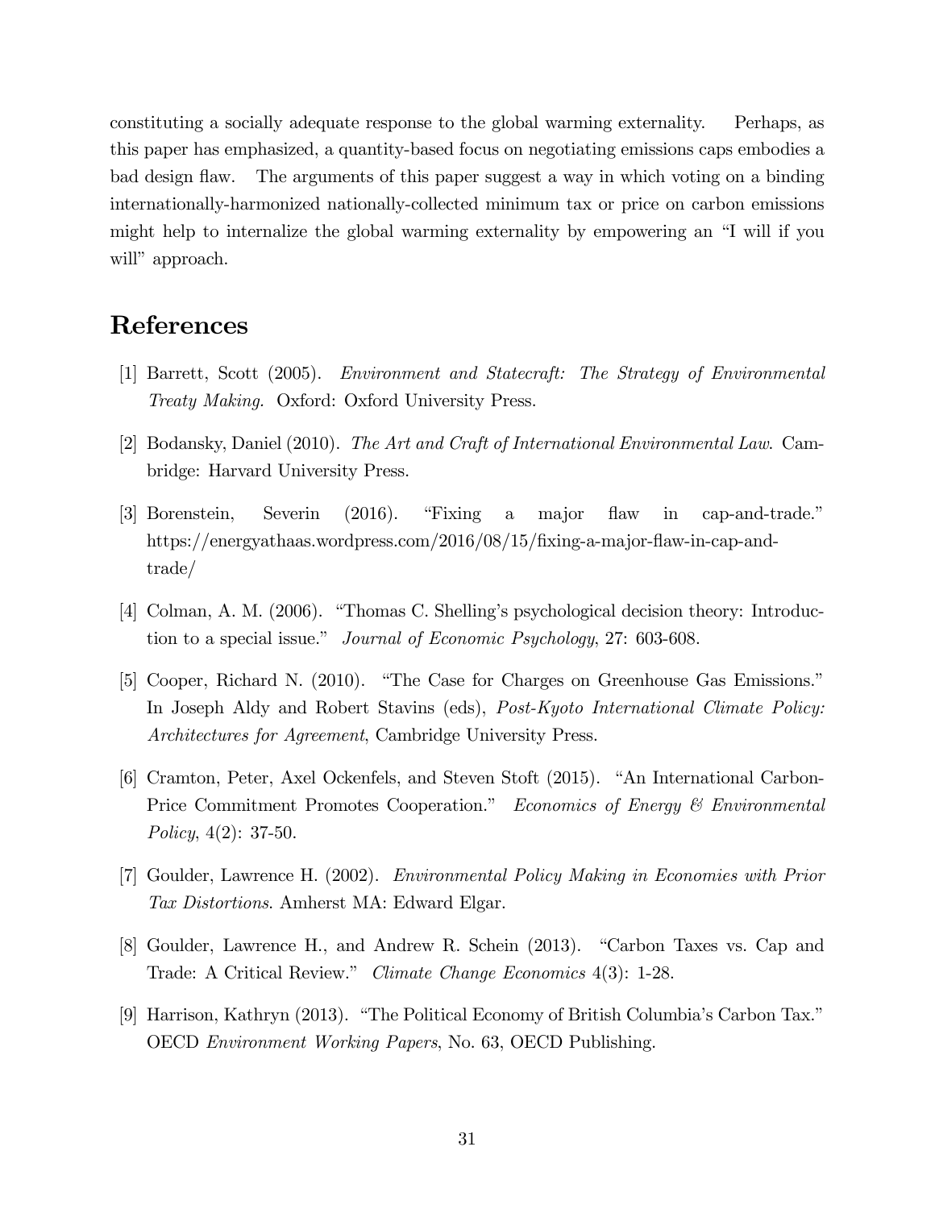constituting a socially adequate response to the global warming externality. Perhaps, as this paper has emphasized, a quantity-based focus on negotiating emissions caps embodies a bad design flaw. The arguments of this paper suggest a way in which voting on a binding internationally-harmonized nationally-collected minimum tax or price on carbon emissions might help to internalize the global warming externality by empowering an "I will if you will" approach.

## References

[1] Barrett, Scott (2005). *Environment and Statecraft: The Strategy of Environmental Treaty Making.* Oxford: Oxford University Press.

[2] Bodansky, Daniel (2010). *The Art and Craft of International Environmental Law*. Cambridge: Harvard University Press.

[3] Borenstein, Severin (2016). "Fixing a major flaw in cap-and-trade." https://energyathaas.wordpress.com/2016/08/15/fixing-a-major-flaw-in-cap-and-trade/

[4] Colman, A. M. (2006). "Thomas C. Shelling's psychological decision theory: Introduction to a special issue." *Journal of Economic Psychology*, 27: 603-608.

[5] Cooper, Richard N. (2010). "The Case for Charges on Greenhouse Gas Emissions." In Joseph Aldy and Robert Stavins (eds), *Post-Kyoto International Climate Policy: Architectures for Agreement*, Cambridge University Press.

[6] Cramton, Peter, Axel Ockenfels, and Steven Stoft (2015). "An International Carbon-Price Commitment Promotes Cooperation." *Economics of Energy & Environmental Policy*, 4(2): 37-50.

[7] Goulder, Lawrence H. (2002). *Environmental Policy Making in Economies with Prior Tax Distortions*. Amherst MA: Edward Elgar.

[8] Goulder, Lawrence H., and Andrew R. Schein (2013). "Carbon Taxes vs. Cap and Trade: A Critical Review." *Climate Change Economics* 4(3): 1-28.

[9] Harrison, Kathryn (2013). "The Political Economy of British Columbia's Carbon Tax." OECD *Environment Working Papers*, No. 63, OECD Publishing.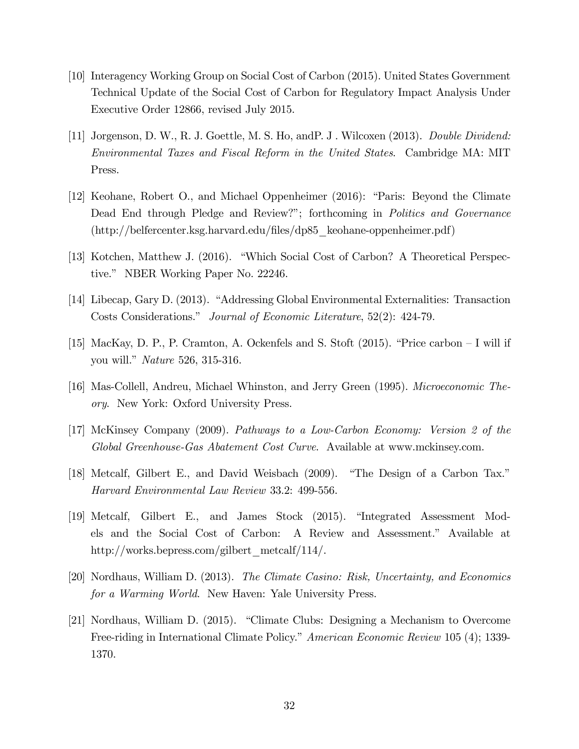[10] Interagency Working Group on Social Cost of Carbon (2015). United States Government Technical Update of the Social Cost of Carbon for Regulatory Impact Analysis Under Executive Order 12866, revised July 2015.

[11] Jorgenson, D. W., R. J. Goettle, M. S. Ho, andP. J . Wilcoxen (2013). *Double Dividend: Environmental Taxes and Fiscal Reform in the United States*. Cambridge MA: MIT Press.

[12] Keohane, Robert O., and Michael Oppenheimer (2016): "Paris: Beyond the Climate Dead End through Pledge and Review?"; forthcoming in *Politics and Governance* (http://belfercenter.ksg.harvard.edu/files/dp85_keohane-oppenheimer.pdf)

[13] Kotchen, Matthew J. (2016). "Which Social Cost of Carbon? A Theoretical Perspective." NBER Working Paper No. 22246.

[14] Libecap, Gary D. (2013). "Addressing Global Environmental Externalities: Transaction Costs Considerations." *Journal of Economic Literature*, 52(2): 424-79.

[15] MacKay, D. P., P. Cramton, A. Ockenfels and S. Stoft (2015). "Price carbon – I will if you will." *Nature* 526, 315-316.

[16] Mas-Collell, Andreu, Michael Whinston, and Jerry Green (1995). *Microeconomic Theory*. New York: Oxford University Press.

[17] McKinsey Company (2009). *Pathways to a Low-Carbon Economy: Version 2 of the Global Greenhouse-Gas Abatement Cost Curve*. Available at www.mckinsey.com.

[18] Metcalf, Gilbert E., and David Weisbach (2009). "The Design of a Carbon Tax." *Harvard Environmental Law Review* 33.2: 499-556.

[19] Metcalf, Gilbert E., and James Stock (2015). "Integrated Assessment Models and the Social Cost of Carbon: A Review and Assessment." Available at http://works.bepress.com/gilbert_metcalf/114/.

[20] Nordhaus, William D. (2013). *The Climate Casino: Risk, Uncertainty, and Economics for a Warming World*. New Haven: Yale University Press.

[21] Nordhaus, William D. (2015). "Climate Clubs: Designing a Mechanism to Overcome Free-riding in International Climate Policy." *American Economic Review* 105 (4); 1339-1370.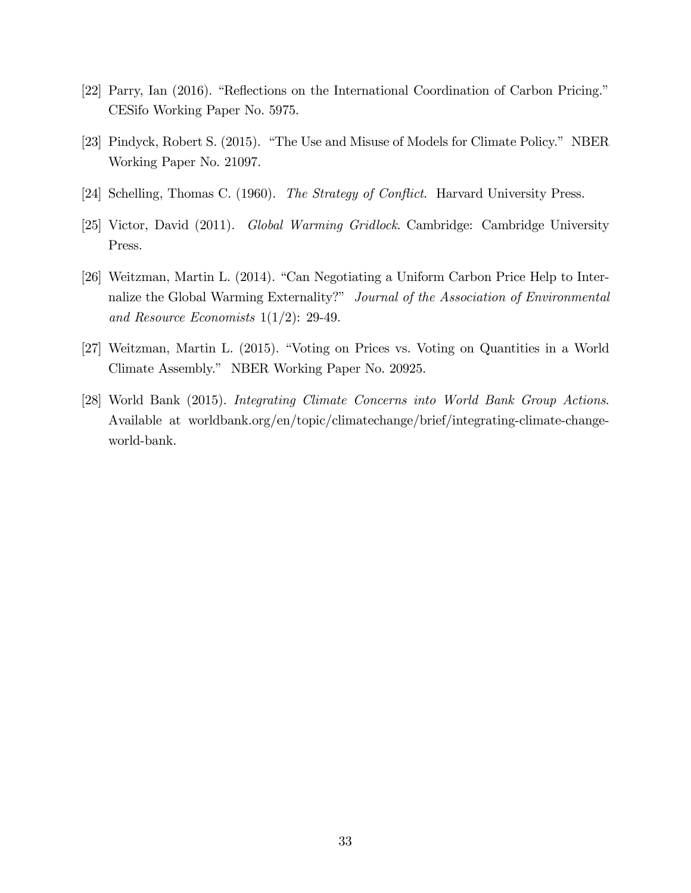[22] Parry, Ian (2016). "Reflections on the International Coordination of Carbon Pricing." CESifo Working Paper No. 5975.

[23] Pindyck, Robert S. (2015). "The Use and Misuse of Models for Climate Policy." NBER Working Paper No. 21097.

[24] Schelling, Thomas C. (1960). *The Strategy of Conflict*. Harvard University Press.

[25] Victor, David (2011). *Global Warming Gridlock*. Cambridge: Cambridge University Press.

[26] Weitzman, Martin L. (2014). "Can Negotiating a Uniform Carbon Price Help to Internalize the Global Warming Externality?" *Journal of the Association of Environmental and Resource Economists* 1(1/2): 29-49.

[27] Weitzman, Martin L. (2015). "Voting on Prices vs. Voting on Quantities in a World Climate Assembly." NBER Working Paper No. 20925.

[28] World Bank (2015). *Integrating Climate Concerns into World Bank Group Actions*. Available at worldbank.org/en/topic/climatechange/brief/integrating-climate-change-world-bank.